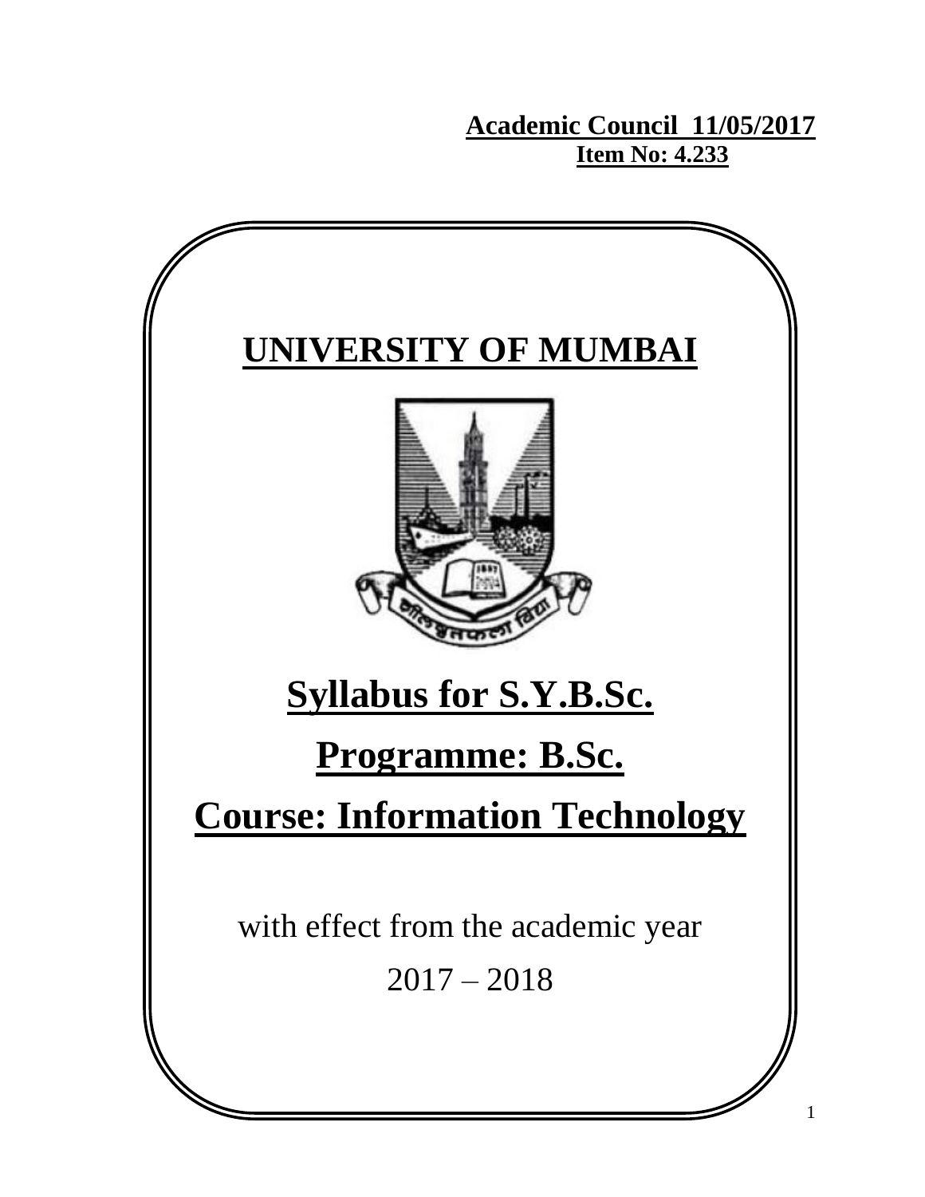**Academic Council 11/05/2017**
**Item No: 4.233**

# UNIVERSITY OF MUMBAI

# Syllabus for S.Y.B.Sc.

# Programme: B.Sc.

# Course: Information Technology

with effect from the academic year

2017 – 2018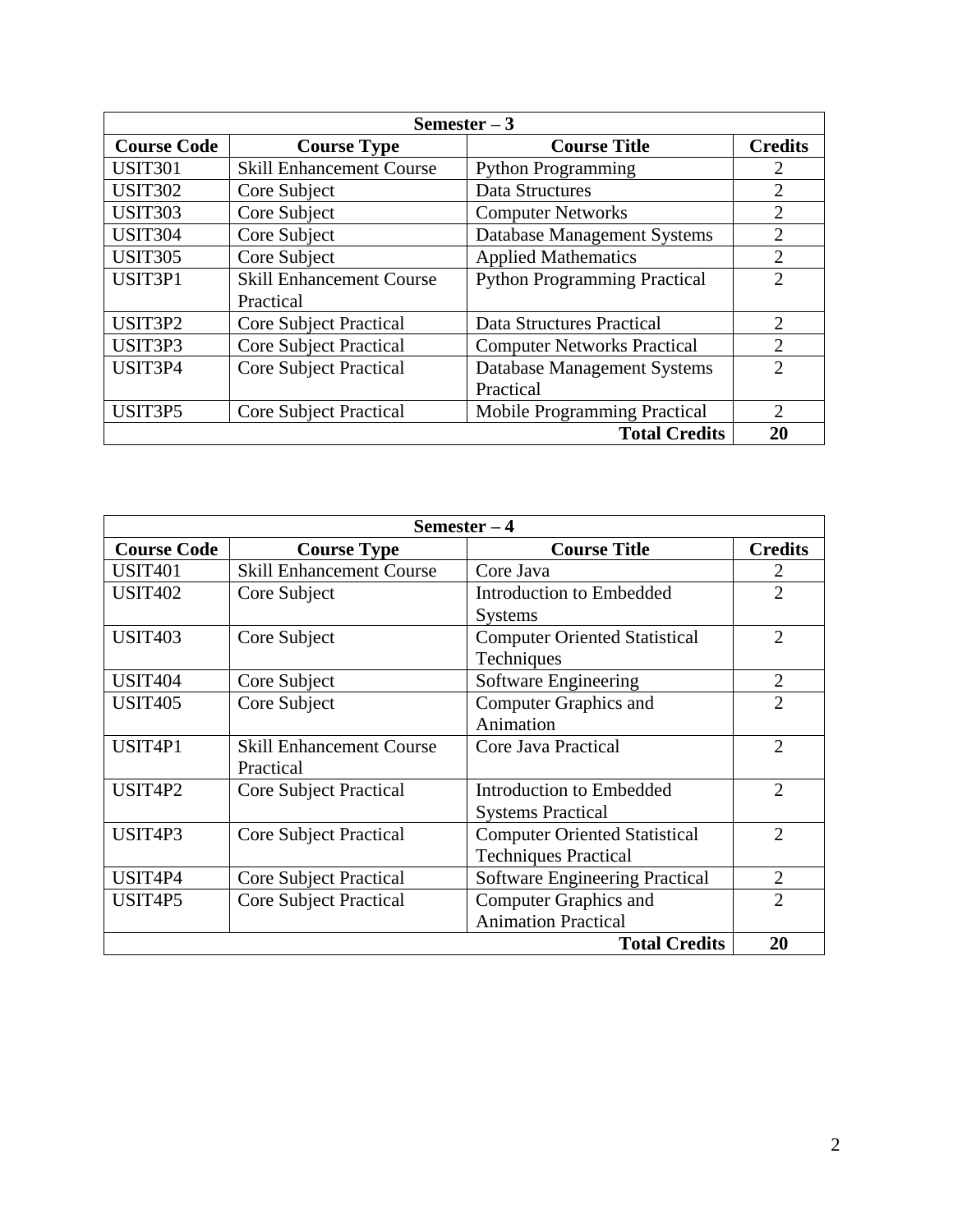| Semester – 3 | | | |
|---|---|---|---|
| **Course Code** | **Course Type** | **Course Title** | **Credits** |
| USIT301 | Skill Enhancement Course | Python Programming | 2 |
| USIT302 | Core Subject | Data Structures | 2 |
| USIT303 | Core Subject | Computer Networks | 2 |
| USIT304 | Core Subject | Database Management Systems | 2 |
| USIT305 | Core Subject | Applied Mathematics | 2 |
| USIT3P1 | Skill Enhancement Course Practical | Python Programming Practical | 2 |
| USIT3P2 | Core Subject Practical | Data Structures Practical | 2 |
| USIT3P3 | Core Subject Practical | Computer Networks Practical | 2 |
| USIT3P4 | Core Subject Practical | Database Management Systems Practical | 2 |
| USIT3P5 | Core Subject Practical | Mobile Programming Practical | 2 |
| | | **Total Credits** | **20** |

| Semester – 4 | | | |
|---|---|---|---|
| **Course Code** | **Course Type** | **Course Title** | **Credits** |
| USIT401 | Skill Enhancement Course | Core Java | 2 |
| USIT402 | Core Subject | Introduction to Embedded Systems | 2 |
| USIT403 | Core Subject | Computer Oriented Statistical Techniques | 2 |
| USIT404 | Core Subject | Software Engineering | 2 |
| USIT405 | Core Subject | Computer Graphics and Animation | 2 |
| USIT4P1 | Skill Enhancement Course Practical | Core Java Practical | 2 |
| USIT4P2 | Core Subject Practical | Introduction to Embedded Systems Practical | 2 |
| USIT4P3 | Core Subject Practical | Computer Oriented Statistical Techniques Practical | 2 |
| USIT4P4 | Core Subject Practical | Software Engineering Practical | 2 |
| USIT4P5 | Core Subject Practical | Computer Graphics and Animation Practical | 2 |
| | | **Total Credits** | **20** |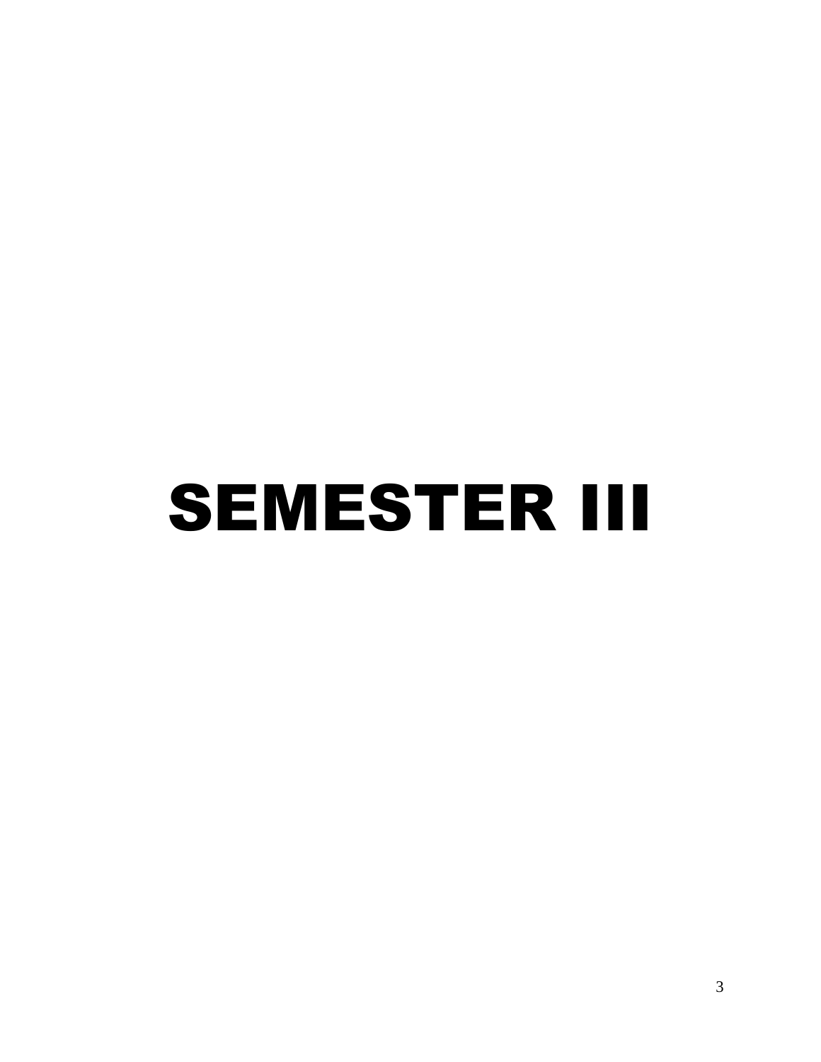# SEMESTER III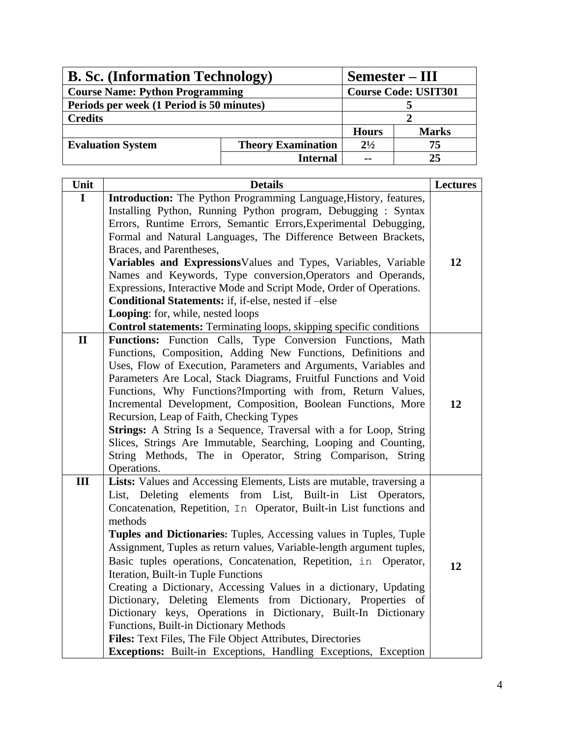| **B. Sc. (Information Technology)** | | **Semester – III** | |
|---|---|---|---|
| **Course Name: Python Programming** | | **Course Code: USIT301** | |
| **Periods per week (1 Period is 50 minutes)** | | **5** | |
| **Credits** | | **2** | |
| | | **Hours** | **Marks** |
| **Evaluation System** | **Theory Examination** | **2½** | **75** |
| | **Internal** | **--** | **25** |

| Unit | Details | Lectures |
|---|---|---|
| **I** | **Introduction:** The Python Programming Language,History, features, Installing Python, Running Python program, Debugging : Syntax Errors, Runtime Errors, Semantic Errors,Experimental Debugging, Formal and Natural Languages, The Difference Between Brackets, Braces, and Parentheses, **Variables and Expressions**Values and Types, Variables, Variable Names and Keywords, Type conversion,Operators and Operands, Expressions, Interactive Mode and Script Mode, Order of Operations. **Conditional Statements:** if, if-else, nested if –else **Looping**: for, while, nested loops **Control statements:** Terminating loops, skipping specific conditions | **12** |
| **II** | **Functions:** Function Calls, Type Conversion Functions, Math Functions, Composition, Adding New Functions, Definitions and Uses, Flow of Execution, Parameters and Arguments, Variables and Parameters Are Local, Stack Diagrams, Fruitful Functions and Void Functions, Why Functions?Importing with from, Return Values, Incremental Development, Composition, Boolean Functions, More Recursion, Leap of Faith, Checking Types **Strings:** A String Is a Sequence, Traversal with a for Loop, String Slices, Strings Are Immutable, Searching, Looping and Counting, String Methods, The in Operator, String Comparison, String Operations. | **12** |
| **III** | **Lists:** Values and Accessing Elements, Lists are mutable, traversing a List, Deleting elements from List, Built-in List Operators, Concatenation, Repetition, `In` Operator, Built-in List functions and methods **Tuples and Dictionaries:** Tuples, Accessing values in Tuples, Tuple Assignment, Tuples as return values, Variable-length argument tuples, Basic tuples operations, Concatenation, Repetition, `in` Operator, Iteration, Built-in Tuple Functions Creating a Dictionary, Accessing Values in a dictionary, Updating Dictionary, Deleting Elements from Dictionary, Properties of Dictionary keys, Operations in Dictionary, Built-In Dictionary Functions, Built-in Dictionary Methods **Files:** Text Files, The File Object Attributes, Directories **Exceptions:** Built-in Exceptions, Handling Exceptions, Exception | **12** |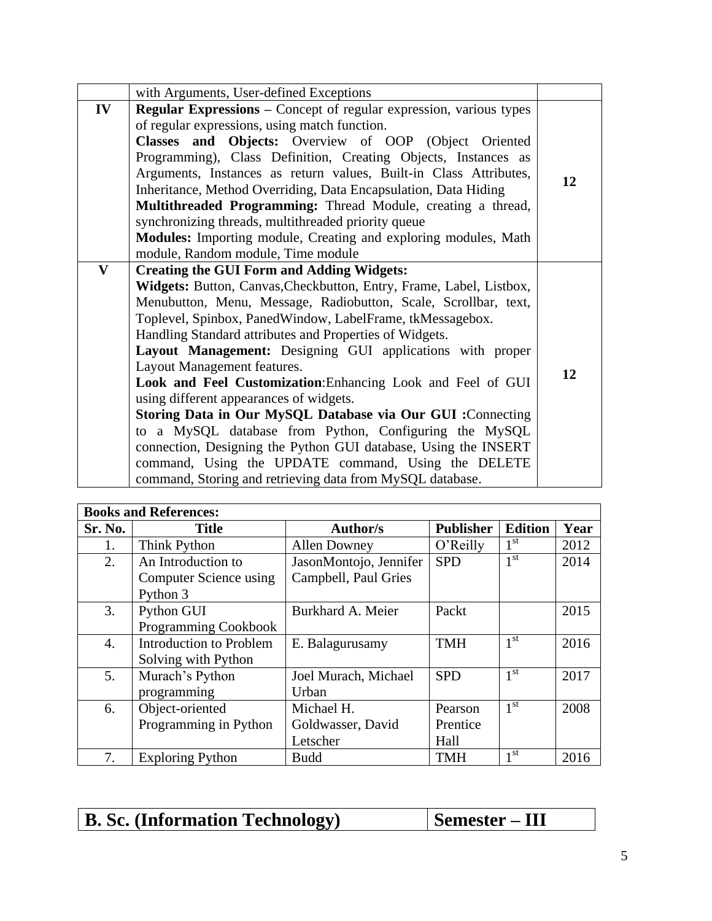| | | |
|---|---|---|
| | with Arguments, User-defined Exceptions | |
| **IV** | **Regular Expressions –** Concept of regular expression, various types of regular expressions, using match function.<br>**Classes and Objects:** Overview of OOP (Object Oriented Programming), Class Definition, Creating Objects, Instances as Arguments, Instances as return values, Built-in Class Attributes, Inheritance, Method Overriding, Data Encapsulation, Data Hiding<br>**Multithreaded Programming:** Thread Module, creating a thread, synchronizing threads, multithreaded priority queue<br>**Modules:** Importing module, Creating and exploring modules, Math module, Random module, Time module | **12** |
| **V** | **Creating the GUI Form and Adding Widgets:**<br>**Widgets:** Button, Canvas,Checkbutton, Entry, Frame, Label, Listbox, Menubutton, Menu, Message, Radiobutton, Scale, Scrollbar, text, Toplevel, Spinbox, PanedWindow, LabelFrame, tkMessagebox.<br>Handling Standard attributes and Properties of Widgets.<br>**Layout Management:** Designing GUI applications with proper Layout Management features.<br>**Look and Feel Customization**:Enhancing Look and Feel of GUI using different appearances of widgets.<br>**Storing Data in Our MySQL Database via Our GUI :**Connecting to a MySQL database from Python, Configuring the MySQL connection, Designing the Python GUI database, Using the INSERT command, Using the UPDATE command, Using the DELETE command, Storing and retrieving data from MySQL database. | **12** |

| **Books and References:** | | | | | |
|---|---|---|---|---|---|
| **Sr. No.** | **Title** | **Author/s** | **Publisher** | **Edition** | **Year** |
| 1. | Think Python | Allen Downey | O'Reilly | 1st | 2012 |
| 2. | An Introduction to Computer Science using Python 3 | JasonMontojo, Jennifer Campbell, Paul Gries | SPD | 1st | 2014 |
| 3. | Python GUI Programming Cookbook | Burkhard A. Meier | Packt | | 2015 |
| 4. | Introduction to Problem Solving with Python | E. Balagurusamy | TMH | 1st | 2016 |
| 5. | Murach's Python programming | Joel Murach, Michael Urban | SPD | 1st | 2017 |
| 6. | Object-oriented Programming in Python | Michael H. Goldwasser, David Letscher | Pearson Prentice Hall | 1st | 2008 |
| 7. | Exploring Python | Budd | TMH | 1st | 2016 |

| **B. Sc. (Information Technology)** | **Semester – III** |
|---|---|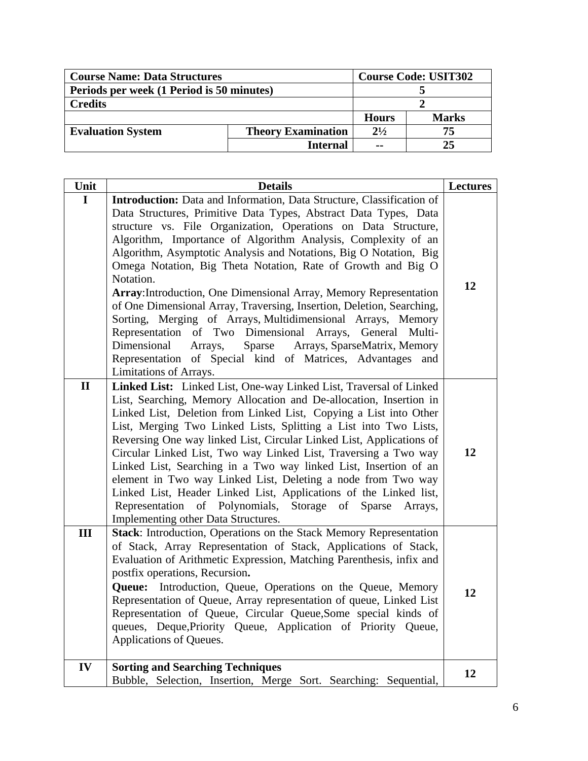| **Course Name: Data Structures** | | **Course Code: USIT302** | |
|---|---|---|---|
| **Periods per week (1 Period is 50 minutes)** | | **5** | |
| **Credits** | | **2** | |
| | | **Hours** | **Marks** |
| **Evaluation System** | **Theory Examination** | **2½** | **75** |
| | **Internal** | **--** | **25** |

| Unit | Details | Lectures |
|---|---|---|
| **I** | **Introduction:** Data and Information, Data Structure, Classification of Data Structures, Primitive Data Types, Abstract Data Types, Data structure vs. File Organization, Operations on Data Structure, Algorithm, Importance of Algorithm Analysis, Complexity of an Algorithm, Asymptotic Analysis and Notations, Big O Notation, Big Omega Notation, Big Theta Notation, Rate of Growth and Big O Notation. **Array**:Introduction, One Dimensional Array, Memory Representation of One Dimensional Array, Traversing, Insertion, Deletion, Searching, Sorting, Merging of Arrays, Multidimensional Arrays, Memory Representation of Two Dimensional Arrays, General Multi-Dimensional Arrays, Sparse Arrays, SparseMatrix, Memory Representation of Special kind of Matrices, Advantages and Limitations of Arrays. | **12** |
| **II** | **Linked List:** Linked List, One-way Linked List, Traversal of Linked List, Searching, Memory Allocation and De-allocation, Insertion in Linked List, Deletion from Linked List, Copying a List into Other List, Merging Two Linked Lists, Splitting a List into Two Lists, Reversing One way linked List, Circular Linked List, Applications of Circular Linked List, Two way Linked List, Traversing a Two way Linked List, Searching in a Two way linked List, Insertion of an element in Two way Linked List, Deleting a node from Two way Linked List, Header Linked List, Applications of the Linked list, Representation of Polynomials, Storage of Sparse Arrays, Implementing other Data Structures. | **12** |
| **III** | **Stack**: Introduction, Operations on the Stack Memory Representation of Stack, Array Representation of Stack, Applications of Stack, Evaluation of Arithmetic Expression, Matching Parenthesis, infix and postfix operations, Recursion**.** **Queue:** Introduction, Queue, Operations on the Queue, Memory Representation of Queue, Array representation of queue, Linked List Representation of Queue, Circular Queue,Some special kinds of queues, Deque,Priority Queue, Application of Priority Queue, Applications of Queues. | **12** |
| **IV** | **Sorting and Searching Techniques** Bubble, Selection, Insertion, Merge Sort. Searching: Sequential, | **12** |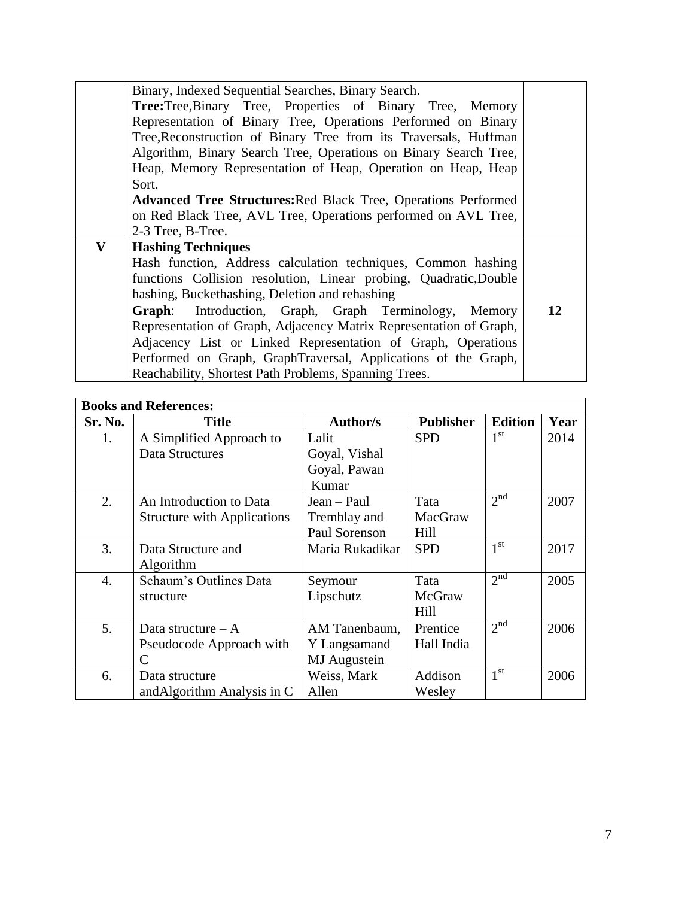| | | |
|---|---|---|
| | Binary, Indexed Sequential Searches, Binary Search.<br>**Tree:**Tree,Binary Tree, Properties of Binary Tree, Memory Representation of Binary Tree, Operations Performed on Binary Tree,Reconstruction of Binary Tree from its Traversals, Huffman Algorithm, Binary Search Tree, Operations on Binary Search Tree, Heap, Memory Representation of Heap, Operation on Heap, Heap Sort.<br>**Advanced Tree Structures:**Red Black Tree, Operations Performed on Red Black Tree, AVL Tree, Operations performed on AVL Tree, 2-3 Tree, B-Tree. | |
| **V** | **Hashing Techniques**<br>Hash function, Address calculation techniques, Common hashing functions Collision resolution, Linear probing, Quadratic,Double hashing, Buckethashing, Deletion and rehashing<br>**Graph**: Introduction, Graph, Graph Terminology, Memory Representation of Graph, Adjacency Matrix Representation of Graph, Adjacency List or Linked Representation of Graph, Operations Performed on Graph, GraphTraversal, Applications of the Graph, Reachability, Shortest Path Problems, Spanning Trees. | **12** |

**Books and References:**

| Sr. No. | Title | Author/s | Publisher | Edition | Year |
|---|---|---|---|---|---|
| 1. | A Simplified Approach to Data Structures | Lalit Goyal, Vishal Goyal, Pawan Kumar | SPD | 1st | 2014 |
| 2. | An Introduction to Data Structure with Applications | Jean – Paul Tremblay and Paul Sorenson | Tata MacGraw Hill | 2nd | 2007 |
| 3. | Data Structure and Algorithm | Maria Rukadikar | SPD | 1st | 2017 |
| 4. | Schaum's Outlines Data structure | Seymour Lipschutz | Tata McGraw Hill | 2nd | 2005 |
| 5. | Data structure – A Pseudocode Approach with C | AM Tanenbaum, Y Langsamand MJ Augustein | Prentice Hall India | 2nd | 2006 |
| 6. | Data structure andAlgorithm Analysis in C | Weiss, Mark Allen | Addison Wesley | 1st | 2006 |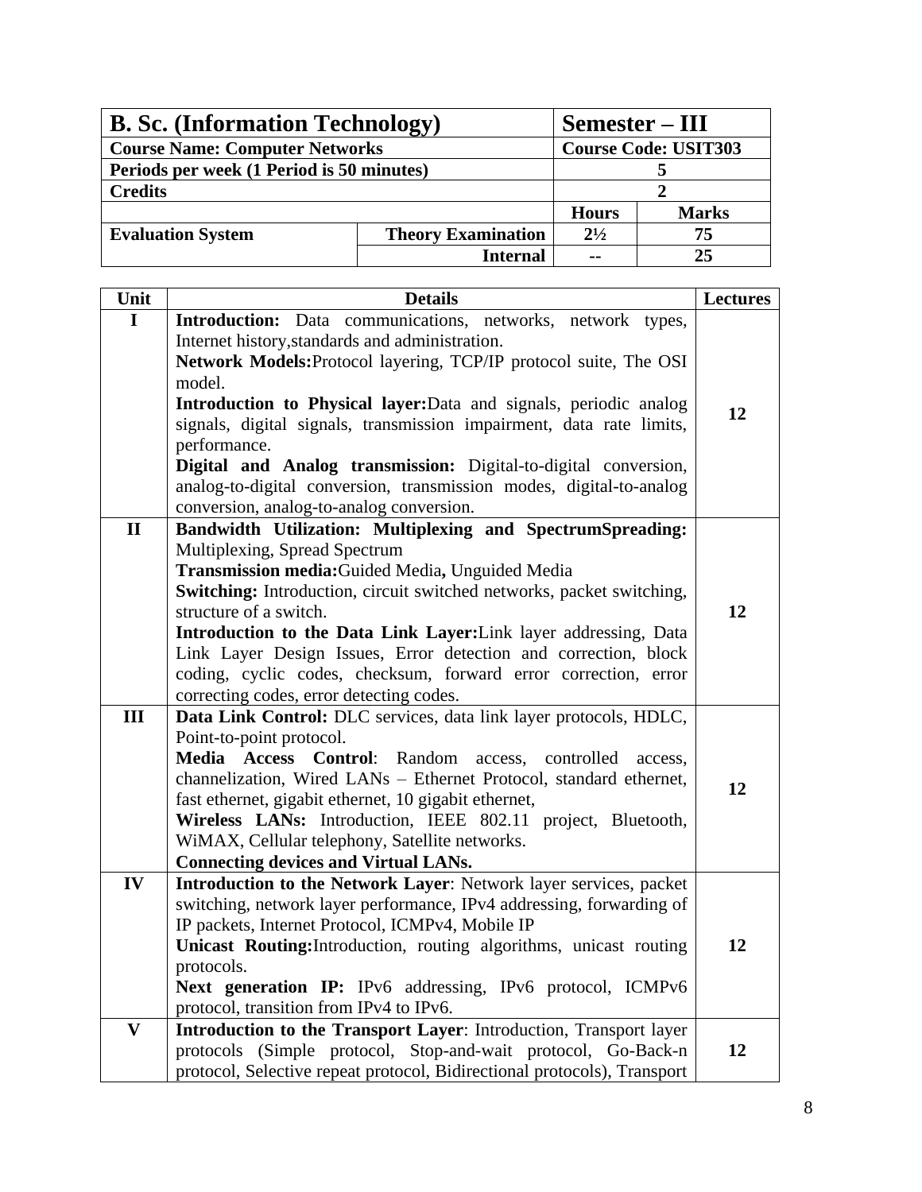| B. Sc. (Information Technology) | | Semester – III | |
|---|---|---|---|
| **Course Name: Computer Networks** | | **Course Code: USIT303** | |
| **Periods per week (1 Period is 50 minutes)** | | **5** | |
| **Credits** | | **2** | |
| | | **Hours** | **Marks** |
| **Evaluation System** | **Theory Examination** | **2½** | **75** |
| | **Internal** | **--** | **25** |

| Unit | Details | Lectures |
|---|---|---|
| **I** | **Introduction:** Data communications, networks, network types, Internet history,standards and administration. **Network Models:**Protocol layering, TCP/IP protocol suite, The OSI model. **Introduction to Physical layer:**Data and signals, periodic analog signals, digital signals, transmission impairment, data rate limits, performance. **Digital and Analog transmission:** Digital-to-digital conversion, analog-to-digital conversion, transmission modes, digital-to-analog conversion, analog-to-analog conversion. | **12** |
| **II** | **Bandwidth Utilization: Multiplexing and SpectrumSpreading:** Multiplexing, Spread Spectrum **Transmission media:**Guided Media**,** Unguided Media **Switching:** Introduction, circuit switched networks, packet switching, structure of a switch. **Introduction to the Data Link Layer:**Link layer addressing, Data Link Layer Design Issues, Error detection and correction, block coding, cyclic codes, checksum, forward error correction, error correcting codes, error detecting codes. | **12** |
| **III** | **Data Link Control:** DLC services, data link layer protocols, HDLC, Point-to-point protocol. **Media Access Control**: Random access, controlled access, channelization, Wired LANs – Ethernet Protocol, standard ethernet, fast ethernet, gigabit ethernet, 10 gigabit ethernet, **Wireless LANs:** Introduction, IEEE 802.11 project, Bluetooth, WiMAX, Cellular telephony, Satellite networks. **Connecting devices and Virtual LANs.** | **12** |
| **IV** | **Introduction to the Network Layer**: Network layer services, packet switching, network layer performance, IPv4 addressing, forwarding of IP packets, Internet Protocol, ICMPv4, Mobile IP **Unicast Routing:**Introduction, routing algorithms, unicast routing protocols. **Next generation IP:** IPv6 addressing, IPv6 protocol, ICMPv6 protocol, transition from IPv4 to IPv6. | **12** |
| **V** | **Introduction to the Transport Layer**: Introduction, Transport layer protocols (Simple protocol, Stop-and-wait protocol, Go-Back-n protocol, Selective repeat protocol, Bidirectional protocols), Transport | **12** |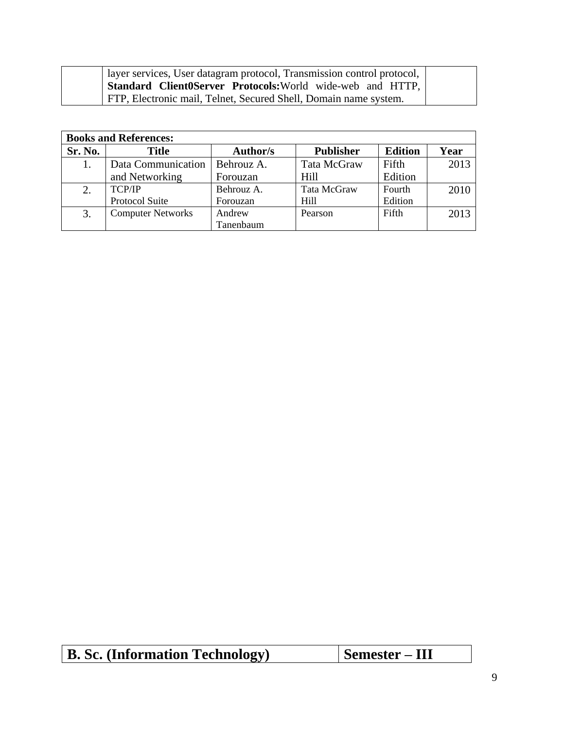|  | layer services, User datagram protocol, Transmission control protocol, **Standard Client0Server Protocols:** World wide-web and HTTP, FTP, Electronic mail, Telnet, Secured Shell, Domain name system. |  |
|---|---|---|

| **Books and References:** | | | | | |
|---|---|---|---|---|---|
| **Sr. No.** | **Title** | **Author/s** | **Publisher** | **Edition** | **Year** |
| 1. | Data Communication and Networking | Behrouz A. Forouzan | Tata McGraw Hill | Fifth Edition | 2013 |
| 2. | TCP/IP Protocol Suite | Behrouz A. Forouzan | Tata McGraw Hill | Fourth Edition | 2010 |
| 3. | Computer Networks | Andrew Tanenbaum | Pearson | Fifth | 2013 |

| **B. Sc. (Information Technology)** | **Semester – III** |
|---|---|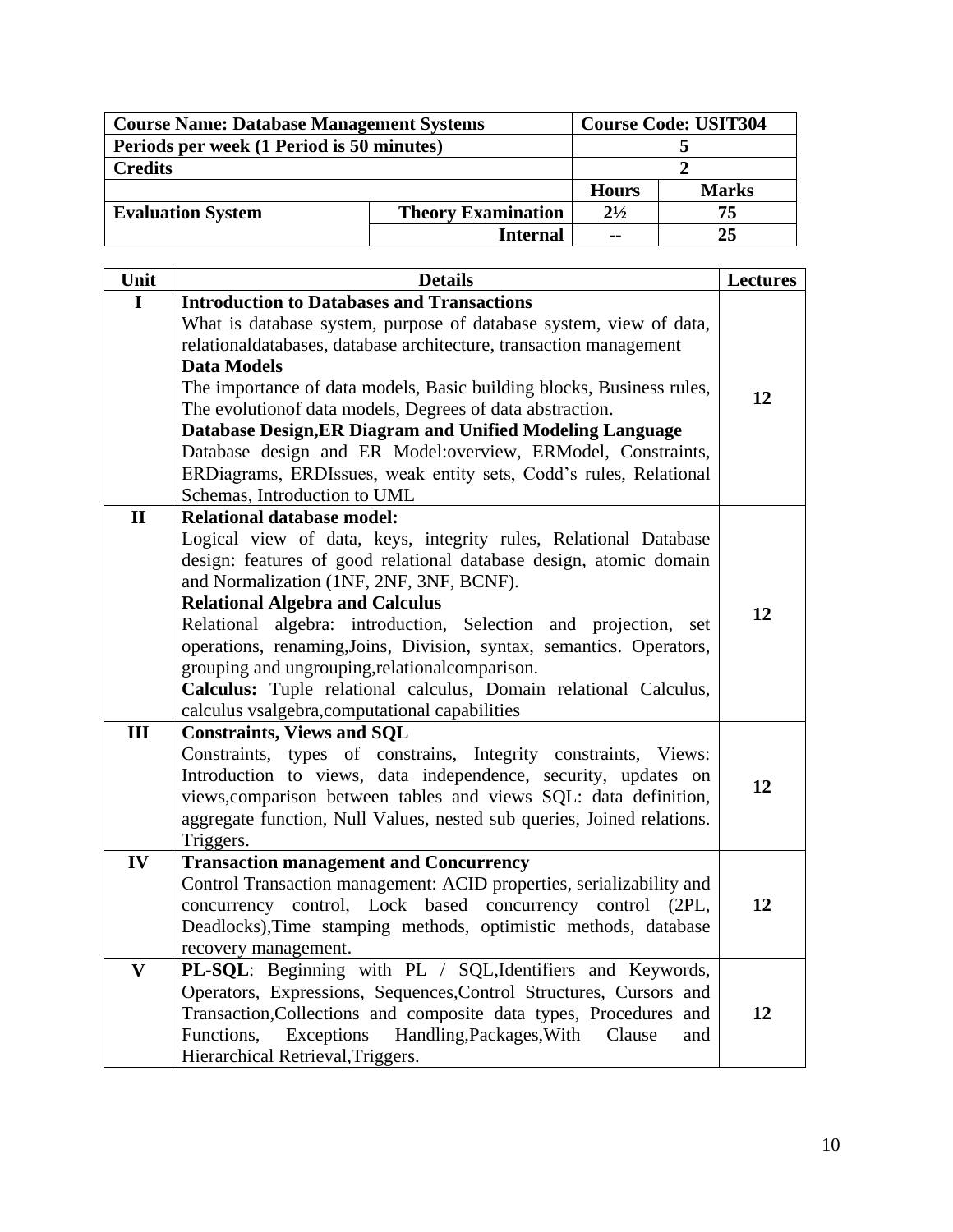| **Course Name: Database Management Systems** | | **Course Code: USIT304** | |
|---|---|---|---|
| **Periods per week (1 Period is 50 minutes)** | | **5** | |
| **Credits** | | **2** | |
| | | **Hours** | **Marks** |
| **Evaluation System** | **Theory Examination** | **2½** | **75** |
| | **Internal** | **--** | **25** |

| Unit | Details | Lectures |
|---|---|---|
| **I** | **Introduction to Databases and Transactions**<br>What is database system, purpose of database system, view of data, relationaldatabases, database architecture, transaction management<br>**Data Models**<br>The importance of data models, Basic building blocks, Business rules, The evolutionof data models, Degrees of data abstraction.<br>**Database Design,ER Diagram and Unified Modeling Language**<br>Database design and ER Model:overview, ERModel, Constraints, ERDiagrams, ERDIssues, weak entity sets, Codd's rules, Relational Schemas, Introduction to UML | **12** |
| **II** | **Relational database model:**<br>Logical view of data, keys, integrity rules, Relational Database design: features of good relational database design, atomic domain and Normalization (1NF, 2NF, 3NF, BCNF).<br>**Relational Algebra and Calculus**<br>Relational algebra: introduction, Selection and projection, set operations, renaming,Joins, Division, syntax, semantics. Operators, grouping and ungrouping,relationalcomparison.<br>**Calculus:** Tuple relational calculus, Domain relational Calculus, calculus vsalgebra,computational capabilities | **12** |
| **III** | **Constraints, Views and SQL**<br>Constraints, types of constrains, Integrity constraints, Views: Introduction to views, data independence, security, updates on views,comparison between tables and views SQL: data definition, aggregate function, Null Values, nested sub queries, Joined relations. Triggers. | **12** |
| **IV** | **Transaction management and Concurrency**<br>Control Transaction management: ACID properties, serializability and concurrency control, Lock based concurrency control (2PL, Deadlocks),Time stamping methods, optimistic methods, database recovery management. | **12** |
| **V** | **PL-SQL**: Beginning with PL / SQL,Identifiers and Keywords, Operators, Expressions, Sequences,Control Structures, Cursors and Transaction,Collections and composite data types, Procedures and Functions, Exceptions Handling,Packages,With Clause and Hierarchical Retrieval,Triggers. | **12** |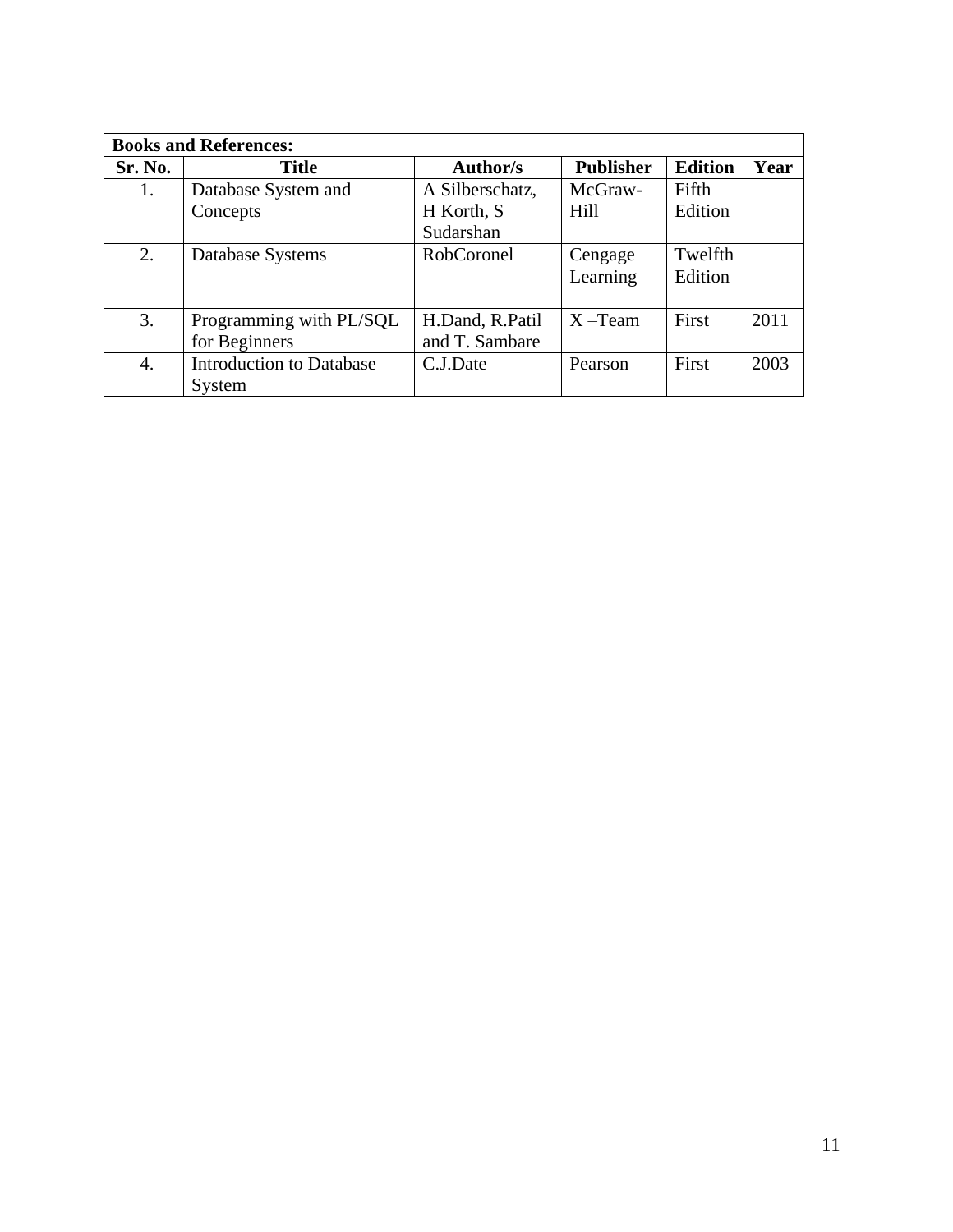| **Books and References:** | | | | | |
|---|---|---|---|---|---|
| **Sr. No.** | **Title** | **Author/s** | **Publisher** | **Edition** | **Year** |
| 1. | Database System and Concepts | A Silberschatz, H Korth, S Sudarshan | McGraw-Hill | Fifth Edition | |
| 2. | Database Systems | RobCoronel | Cengage Learning | Twelfth Edition | |
| 3. | Programming with PL/SQL for Beginners | H.Dand, R.Patil and T. Sambare | X –Team | First | 2011 |
| 4. | Introduction to Database System | C.J.Date | Pearson | First | 2003 |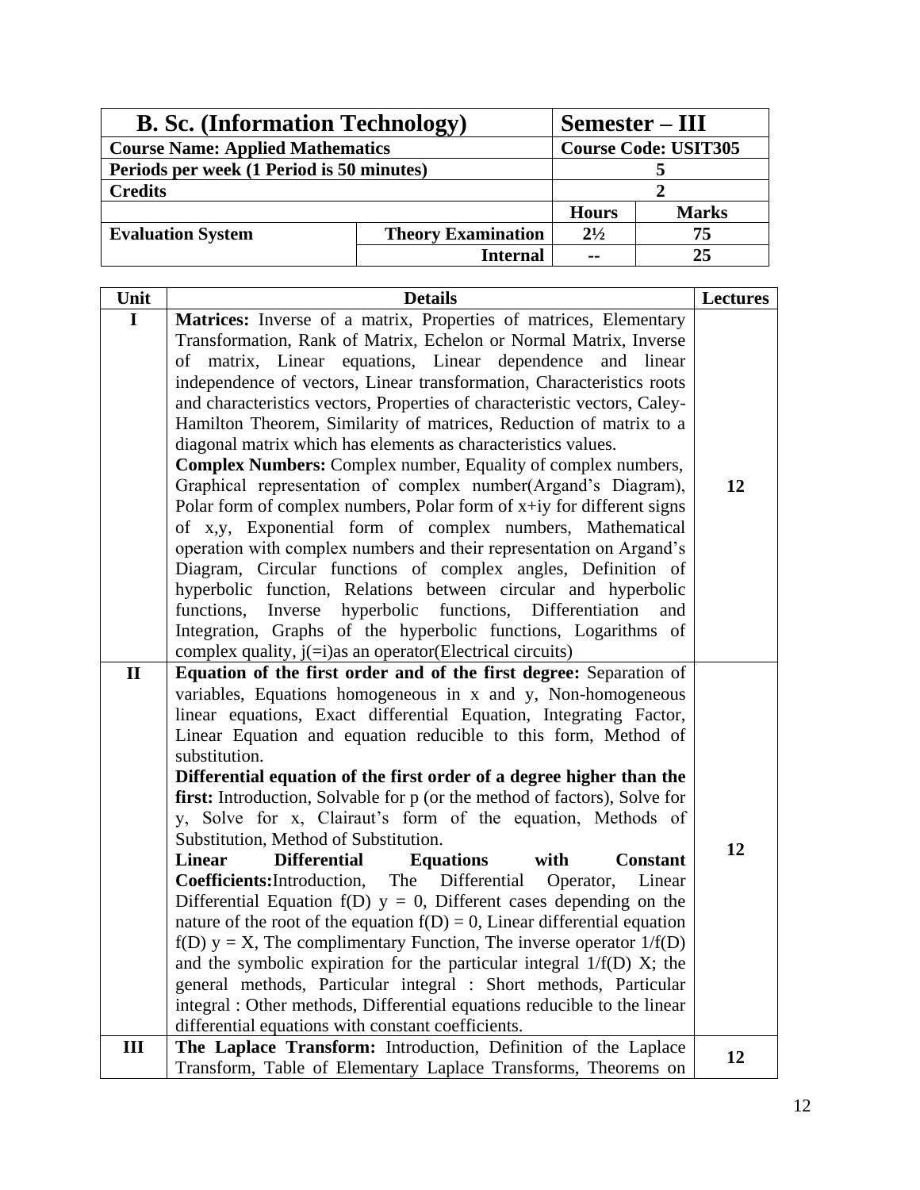| B. Sc. (Information Technology) | | Semester – III | |
|---|---|---|---|
| **Course Name: Applied Mathematics** | | **Course Code: USIT305** | |
| **Periods per week (1 Period is 50 minutes)** | | **5** | |
| **Credits** | | **2** | |
| | | **Hours** | **Marks** |
| **Evaluation System** | **Theory Examination** | **2½** | **75** |
| | **Internal** | **--** | **25** |

| Unit | Details | Lectures |
|---|---|---|
| **I** | **Matrices:** Inverse of a matrix, Properties of matrices, Elementary Transformation, Rank of Matrix, Echelon or Normal Matrix, Inverse of matrix, Linear equations, Linear dependence and linear independence of vectors, Linear transformation, Characteristics roots and characteristics vectors, Properties of characteristic vectors, Caley-Hamilton Theorem, Similarity of matrices, Reduction of matrix to a diagonal matrix which has elements as characteristics values. **Complex Numbers:** Complex number, Equality of complex numbers, Graphical representation of complex number(Argand's Diagram), Polar form of complex numbers, Polar form of x+iy for different signs of x,y, Exponential form of complex numbers, Mathematical operation with complex numbers and their representation on Argand's Diagram, Circular functions of complex angles, Definition of hyperbolic function, Relations between circular and hyperbolic functions, Inverse hyperbolic functions, Differentiation and Integration, Graphs of the hyperbolic functions, Logarithms of complex quality, j(=i)as an operator(Electrical circuits) | **12** |
| **II** | **Equation of the first order and of the first degree:** Separation of variables, Equations homogeneous in x and y, Non-homogeneous linear equations, Exact differential Equation, Integrating Factor, Linear Equation and equation reducible to this form, Method of substitution. **Differential equation of the first order of a degree higher than the first:** Introduction, Solvable for p (or the method of factors), Solve for y, Solve for x, Clairaut's form of the equation, Methods of Substitution, Method of Substitution. **Linear Differential Equations with Constant Coefficients:**Introduction, The Differential Operator, Linear Differential Equation f(D) y = 0, Different cases depending on the nature of the root of the equation f(D) = 0, Linear differential equation f(D) y = X, The complimentary Function, The inverse operator 1/f(D) and the symbolic expiration for the particular integral 1/f(D) X; the general methods, Particular integral : Short methods, Particular integral : Other methods, Differential equations reducible to the linear differential equations with constant coefficients. | **12** |
| **III** | **The Laplace Transform:** Introduction, Definition of the Laplace Transform, Table of Elementary Laplace Transforms, Theorems on | **12** |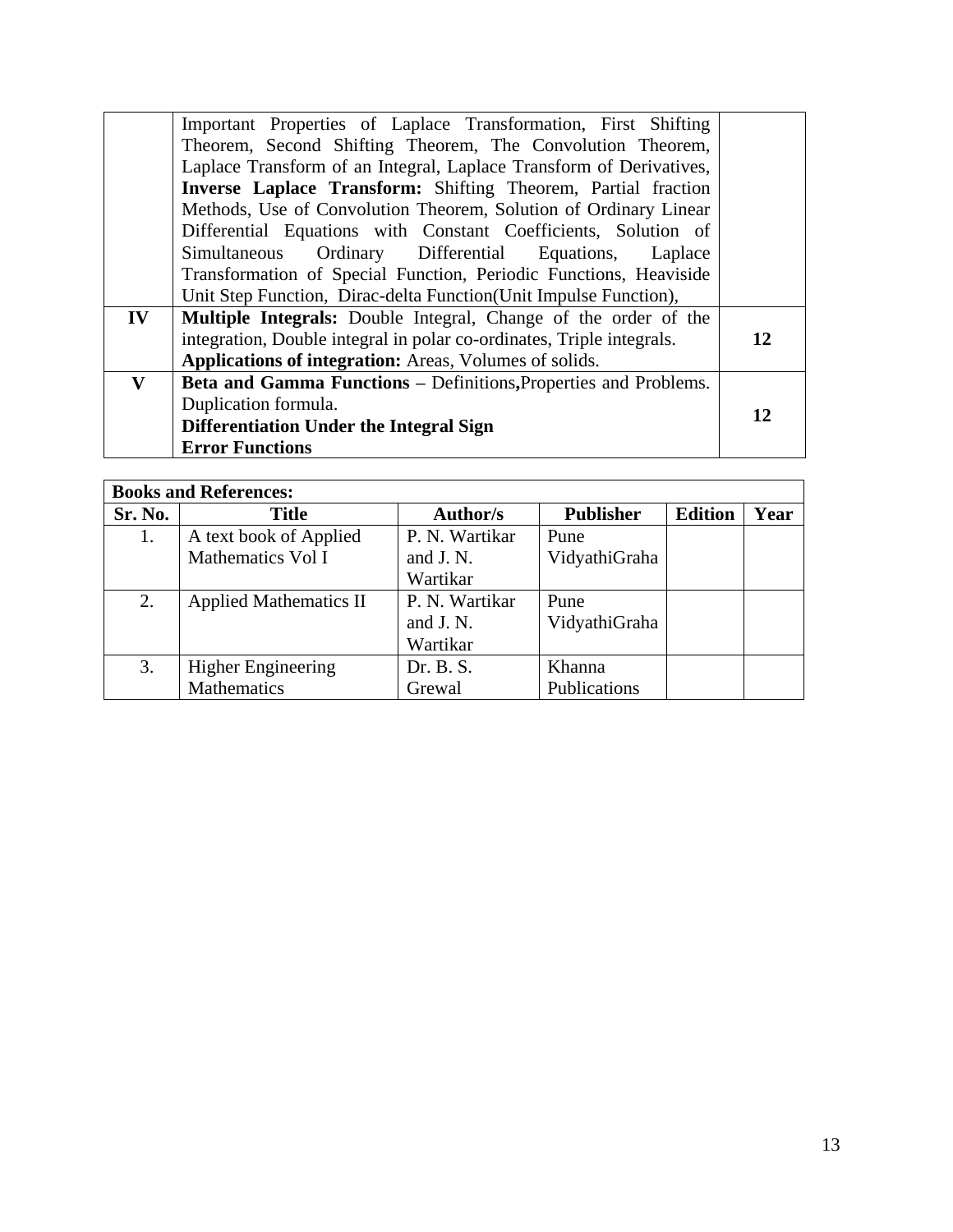| | | |
|---|---|---|
| | Important Properties of Laplace Transformation, First Shifting Theorem, Second Shifting Theorem, The Convolution Theorem, Laplace Transform of an Integral, Laplace Transform of Derivatives, **Inverse Laplace Transform:** Shifting Theorem, Partial fraction Methods, Use of Convolution Theorem, Solution of Ordinary Linear Differential Equations with Constant Coefficients, Solution of Simultaneous Ordinary Differential Equations, Laplace Transformation of Special Function, Periodic Functions, Heaviside Unit Step Function, Dirac-delta Function(Unit Impulse Function), | |
| **IV** | **Multiple Integrals:** Double Integral, Change of the order of the integration, Double integral in polar co-ordinates, Triple integrals. **Applications of integration:** Areas, Volumes of solids. | **12** |
| **V** | **Beta and Gamma Functions –** Definitions**,**Properties and Problems. Duplication formula. **Differentiation Under the Integral Sign** **Error Functions** | **12** |

| **Books and References:** | | | | | |
|---|---|---|---|---|---|
| **Sr. No.** | **Title** | **Author/s** | **Publisher** | **Edition** | **Year** |
| 1. | A text book of Applied Mathematics Vol I | P. N. Wartikar and J. N. Wartikar | Pune VidyathiGraha | | |
| 2. | Applied Mathematics II | P. N. Wartikar and J. N. Wartikar | Pune VidyathiGraha | | |
| 3. | Higher Engineering Mathematics | Dr. B. S. Grewal | Khanna Publications | | |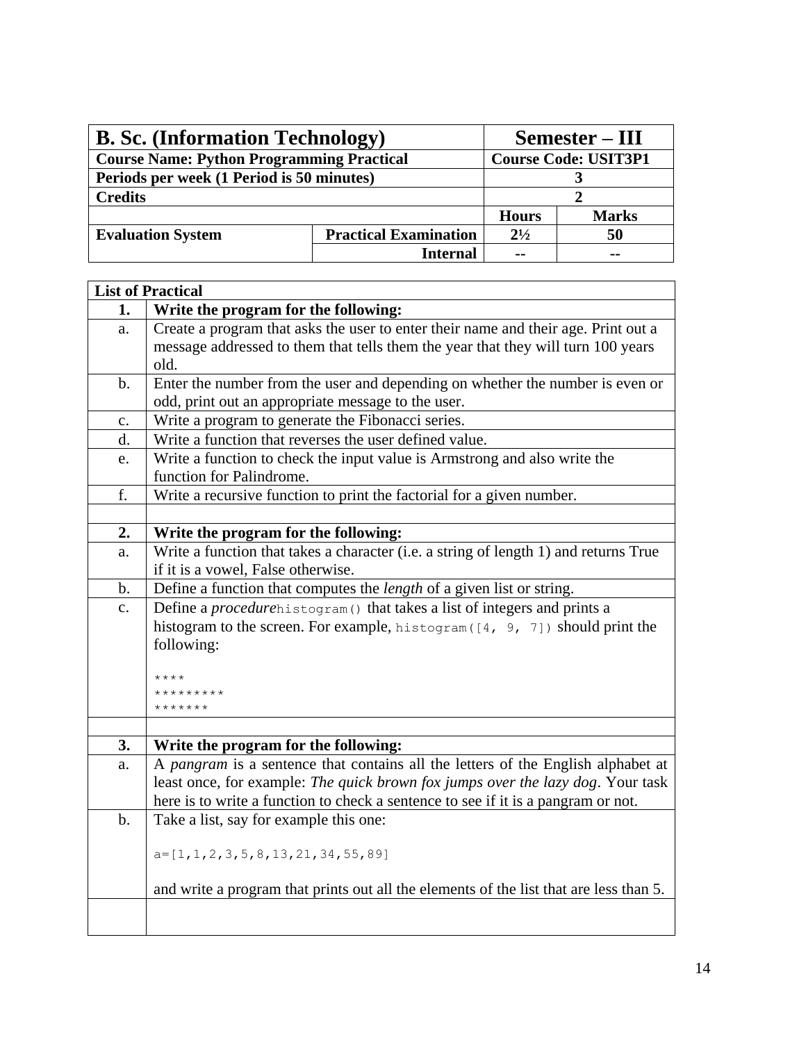| **B. Sc. (Information Technology)** | | **Semester – III** | |
|---|---|---|---|
| **Course Name: Python Programming Practical** | | **Course Code: USIT3P1** | |
| **Periods per week (1 Period is 50 minutes)** | | **3** | |
| **Credits** | | **2** | |
| | | **Hours** | **Marks** |
| **Evaluation System** | **Practical Examination** | **2½** | **50** |
| | **Internal** | **--** | **--** |

| **List of Practical** | |
|---|---|
| **1.** | **Write the program for the following:** |
| a. | Create a program that asks the user to enter their name and their age. Print out a message addressed to them that tells them the year that they will turn 100 years old. |
| b. | Enter the number from the user and depending on whether the number is even or odd, print out an appropriate message to the user. |
| c. | Write a program to generate the Fibonacci series. |
| d. | Write a function that reverses the user defined value. |
| e. | Write a function to check the input value is Armstrong and also write the function for Palindrome. |
| f. | Write a recursive function to print the factorial for a given number. |
| | |
| **2.** | **Write the program for the following:** |
| a. | Write a function that takes a character (i.e. a string of length 1) and returns True if it is a vowel, False otherwise. |
| b. | Define a function that computes the *length* of a given list or string. |
| c. | Define a *procedure*`histogram()` that takes a list of integers and prints a histogram to the screen. For example, `histogram([4, 9, 7])` should print the following:<br><br>`****`<br>`*********`<br>`*******` |
| | |
| **3.** | **Write the program for the following:** |
| a. | A *pangram* is a sentence that contains all the letters of the English alphabet at least once, for example: *The quick brown fox jumps over the lazy dog*. Your task here is to write a function to check a sentence to see if it is a pangram or not. |
| b. | Take a list, say for example this one:<br><br>`a=[1,1,2,3,5,8,13,21,34,55,89]`<br><br>and write a program that prints out all the elements of the list that are less than 5. |
| | |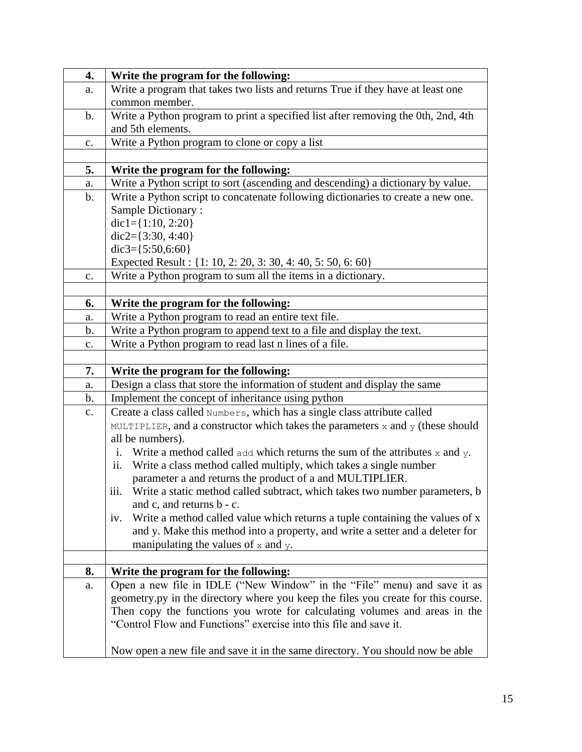| 4. | **Write the program for the following:** |
|---|---|
| a. | Write a program that takes two lists and returns True if they have at least one common member. |
| b. | Write a Python program to print a specified list after removing the 0th, 2nd, 4th and 5th elements. |
| c. | Write a Python program to clone or copy a list |
| | |
| **5.** | **Write the program for the following:** |
| a. | Write a Python script to sort (ascending and descending) a dictionary by value. |
| b. | Write a Python script to concatenate following dictionaries to create a new one.<br>Sample Dictionary :<br>dic1={1:10, 2:20}<br>dic2={3:30, 4:40}<br>dic3={5:50,6:60}<br>Expected Result : {1: 10, 2: 20, 3: 30, 4: 40, 5: 50, 6: 60} |
| c. | Write a Python program to sum all the items in a dictionary. |
| | |
| **6.** | **Write the program for the following:** |
| a. | Write a Python program to read an entire text file. |
| b. | Write a Python program to append text to a file and display the text. |
| c. | Write a Python program to read last n lines of a file. |
| | |
| **7.** | **Write the program for the following:** |
| a. | Design a class that store the information of student and display the same |
| b. | Implement the concept of inheritance using python |
| c. | Create a class called `Numbers`, which has a single class attribute called `MULTIPLIER`, and a constructor which takes the parameters `x` and `y` (these should all be numbers).<br>i. Write a method called `add` which returns the sum of the attributes `x` and `y`.<br>ii. Write a class method called multiply, which takes a single number parameter a and returns the product of a and MULTIPLIER.<br>iii. Write a static method called subtract, which takes two number parameters, b and c, and returns b - c.<br>iv. Write a method called value which returns a tuple containing the values of x and y. Make this method into a property, and write a setter and a deleter for manipulating the values of `x` and `y`. |
| | |
| **8.** | **Write the program for the following:** |
| a. | Open a new file in IDLE ("New Window" in the "File" menu) and save it as geometry.py in the directory where you keep the files you create for this course. Then copy the functions you wrote for calculating volumes and areas in the "Control Flow and Functions" exercise into this file and save it.<br><br>Now open a new file and save it in the same directory. You should now be able |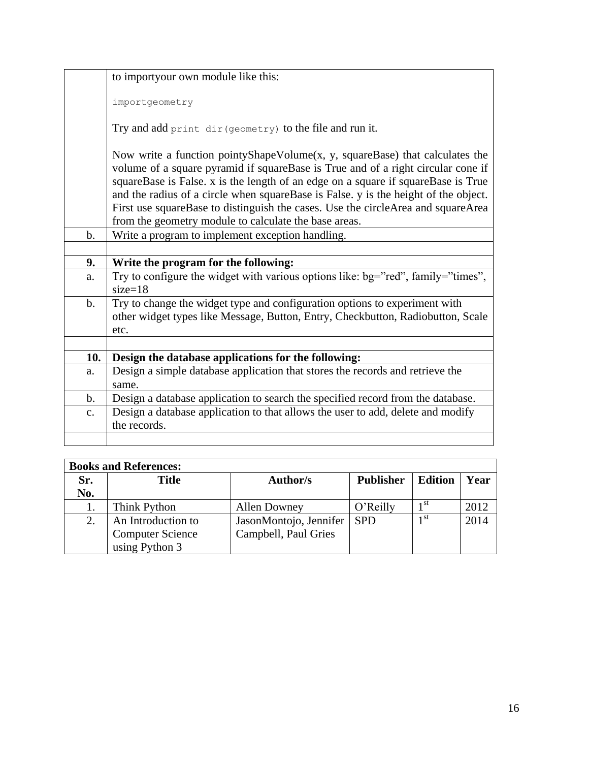| | |
|---|---|
| | to importyour own module like this:<br><br>`importgeometry`<br><br>Try and add `print dir(geometry)` to the file and run it.<br><br>Now write a function pointyShapeVolume(x, y, squareBase) that calculates the volume of a square pyramid if squareBase is True and of a right circular cone if squareBase is False. x is the length of an edge on a square if squareBase is True and the radius of a circle when squareBase is False. y is the height of the object. First use squareBase to distinguish the cases. Use the circleArea and squareArea from the geometry module to calculate the base areas. |
| b. | Write a program to implement exception handling. |
| | |
| **9.** | **Write the program for the following:** |
| a. | Try to configure the widget with various options like: bg=”red”, family=”times”, size=18 |
| b. | Try to change the widget type and configuration options to experiment with other widget types like Message, Button, Entry, Checkbutton, Radiobutton, Scale etc. |
| | |
| **10.** | **Design the database applications for the following:** |
| a. | Design a simple database application that stores the records and retrieve the same. |
| b. | Design a database application to search the specified record from the database. |
| c. | Design a database application to that allows the user to add, delete and modify the records. |
| | |

**Books and References:**

| Sr. No. | Title | Author/s | Publisher | Edition | Year |
|---|---|---|---|---|---|
| 1. | Think Python | Allen Downey | O’Reilly | 1st | 2012 |
| 2. | An Introduction to Computer Science using Python 3 | JasonMontojo, Jennifer Campbell, Paul Gries | SPD | 1st | 2014 |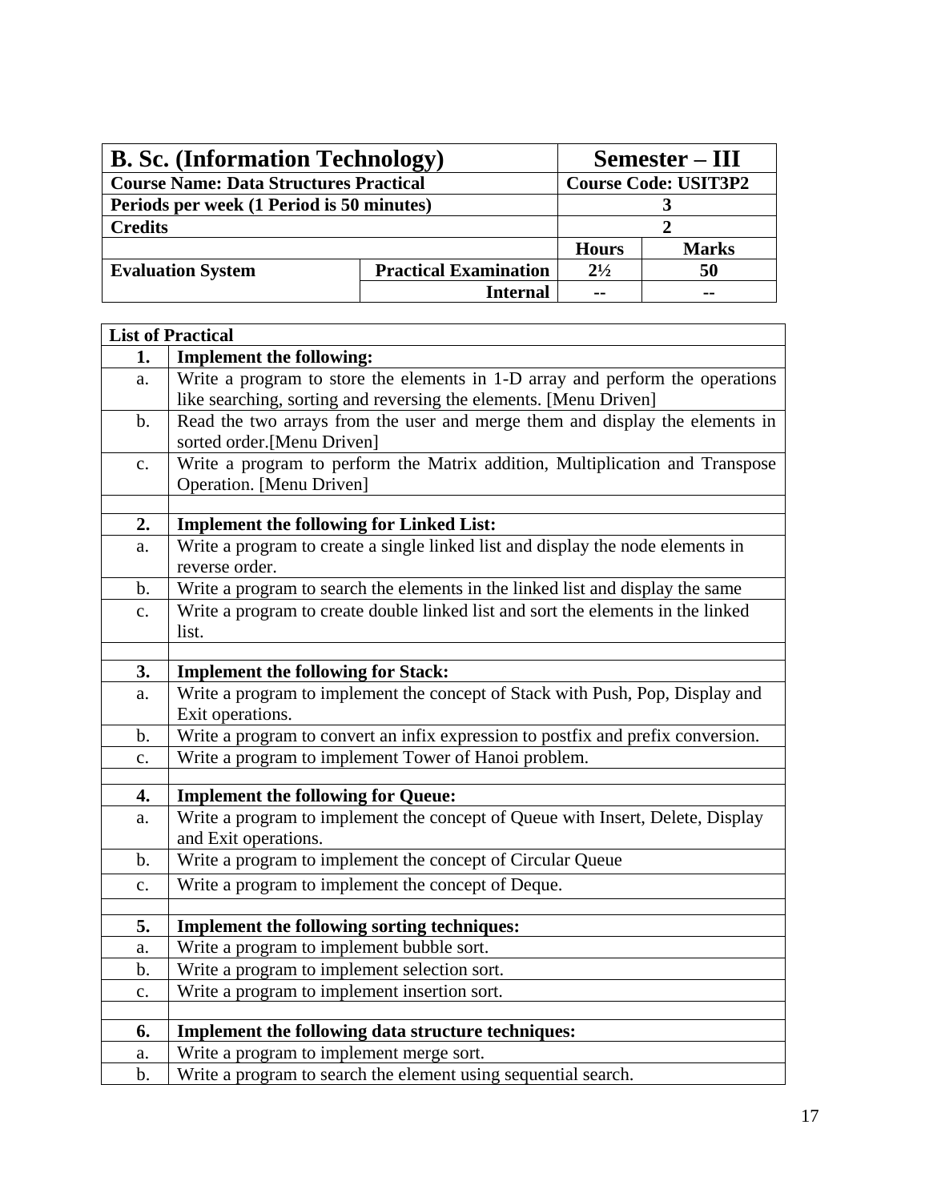| B. Sc. (Information Technology) | | Semester – III | |
|---|---|---|---|
| **Course Name: Data Structures Practical** | | **Course Code: USIT3P2** | |
| **Periods per week (1 Period is 50 minutes)** | | **3** | |
| **Credits** | | **2** | |
| | | **Hours** | **Marks** |
| **Evaluation System** | **Practical Examination** | **2½** | **50** |
| | **Internal** | **--** | **--** |

| **List of Practical** | |
|---|---|
| **1.** | **Implement the following:** |
| a. | Write a program to store the elements in 1-D array and perform the operations like searching, sorting and reversing the elements. [Menu Driven] |
| b. | Read the two arrays from the user and merge them and display the elements in sorted order.[Menu Driven] |
| c. | Write a program to perform the Matrix addition, Multiplication and Transpose Operation. [Menu Driven] |
| | |
| **2.** | **Implement the following for Linked List:** |
| a. | Write a program to create a single linked list and display the node elements in reverse order. |
| b. | Write a program to search the elements in the linked list and display the same |
| c. | Write a program to create double linked list and sort the elements in the linked list. |
| | |
| **3.** | **Implement the following for Stack:** |
| a. | Write a program to implement the concept of Stack with Push, Pop, Display and Exit operations. |
| b. | Write a program to convert an infix expression to postfix and prefix conversion. |
| c. | Write a program to implement Tower of Hanoi problem. |
| | |
| **4.** | **Implement the following for Queue:** |
| a. | Write a program to implement the concept of Queue with Insert, Delete, Display and Exit operations. |
| b. | Write a program to implement the concept of Circular Queue |
| c. | Write a program to implement the concept of Deque. |
| | |
| **5.** | **Implement the following sorting techniques:** |
| a. | Write a program to implement bubble sort. |
| b. | Write a program to implement selection sort. |
| c. | Write a program to implement insertion sort. |
| | |
| **6.** | **Implement the following data structure techniques:** |
| a. | Write a program to implement merge sort. |
| b. | Write a program to search the element using sequential search. |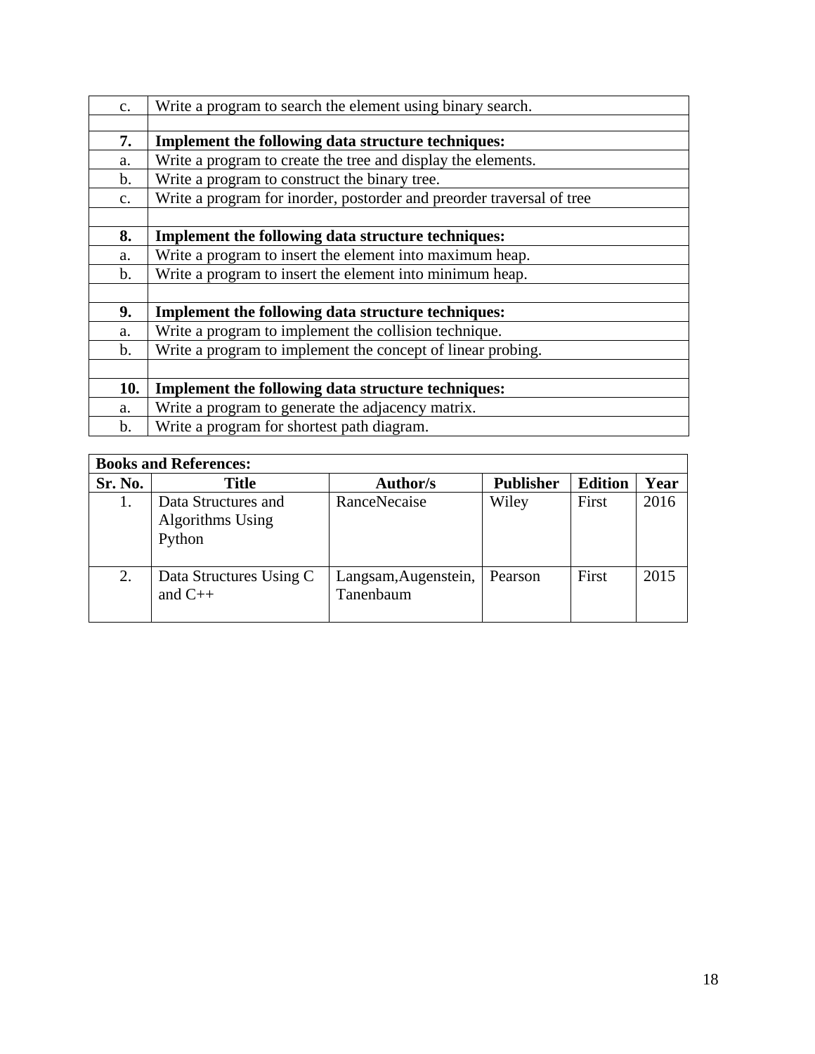| | |
|---|---|
| c. | Write a program to search the element using binary search. |
| | |
| **7.** | **Implement the following data structure techniques:** |
| a. | Write a program to create the tree and display the elements. |
| b. | Write a program to construct the binary tree. |
| c. | Write a program for inorder, postorder and preorder traversal of tree |
| | |
| **8.** | **Implement the following data structure techniques:** |
| a. | Write a program to insert the element into maximum heap. |
| b. | Write a program to insert the element into minimum heap. |
| | |
| **9.** | **Implement the following data structure techniques:** |
| a. | Write a program to implement the collision technique. |
| b. | Write a program to implement the concept of linear probing. |
| | |
| **10.** | **Implement the following data structure techniques:** |
| a. | Write a program to generate the adjacency matrix. |
| b. | Write a program for shortest path diagram. |

| **Books and References:** | | | | | |
|---|---|---|---|---|---|
| **Sr. No.** | **Title** | **Author/s** | **Publisher** | **Edition** | **Year** |
| 1. | Data Structures and Algorithms Using Python | RanceNecaise | Wiley | First | 2016 |
| 2. | Data Structures Using C and C++ | Langsam,Augenstein, Tanenbaum | Pearson | First | 2015 |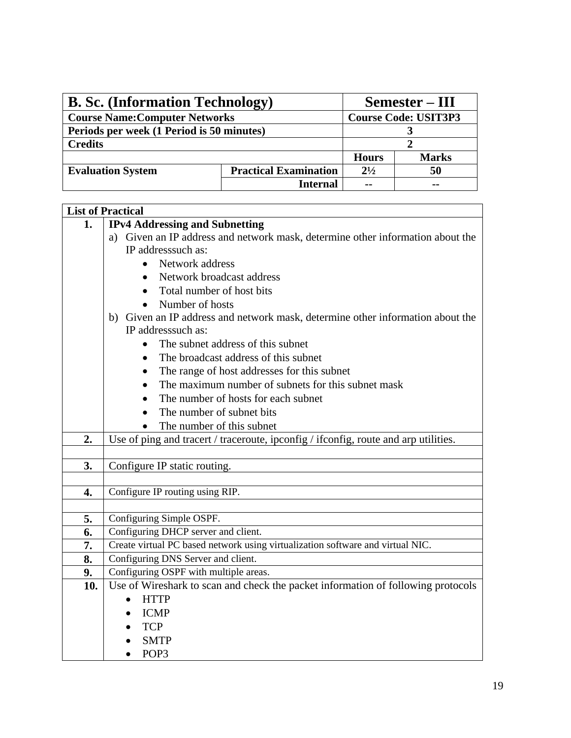| B. Sc. (Information Technology) | | Semester – III | |
|---|---|---|---|
| **Course Name:Computer Networks** | | **Course Code: USIT3P3** | |
| **Periods per week (1 Period is 50 minutes)** | | **3** | |
| **Credits** | | **2** | |
| | | **Hours** | **Marks** |
| **Evaluation System** | **Practical Examination** | **2½** | **50** |
| | **Internal** | **--** | **--** |

| **List of Practical** | |
|---|---|
| **1.** | **IPv4 Addressing and Subnetting**<br>a) Given an IP address and network mask, determine other information about the IP addresssuch as:<br>• Network address<br>• Network broadcast address<br>• Total number of host bits<br>• Number of hosts<br>b) Given an IP address and network mask, determine other information about the IP addresssuch as:<br>• The subnet address of this subnet<br>• The broadcast address of this subnet<br>• The range of host addresses for this subnet<br>• The maximum number of subnets for this subnet mask<br>• The number of hosts for each subnet<br>• The number of subnet bits<br>• The number of this subnet |
| **2.** | Use of ping and tracert / traceroute, ipconfig / ifconfig, route and arp utilities. |
| | |
| **3.** | Configure IP static routing. |
| | |
| **4.** | Configure IP routing using RIP. |
| | |
| **5.** | Configuring Simple OSPF. |
| **6.** | Configuring DHCP server and client. |
| **7.** | Create virtual PC based network using virtualization software and virtual NIC. |
| **8.** | Configuring DNS Server and client. |
| **9.** | Configuring OSPF with multiple areas. |
| **10.** | Use of Wireshark to scan and check the packet information of following protocols<br>• HTTP<br>• ICMP<br>• TCP<br>• SMTP<br>• POP3 |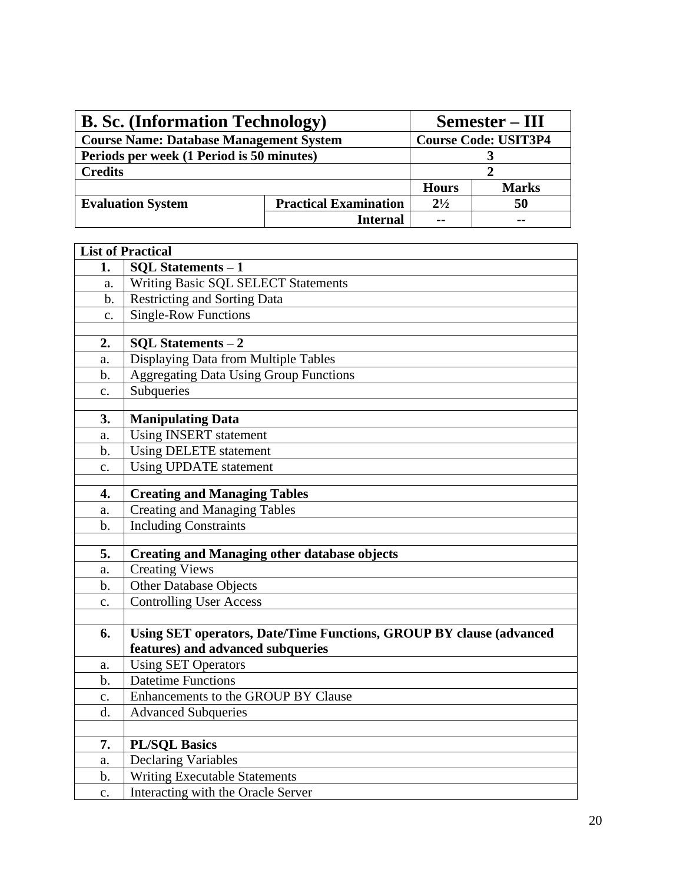| **B. Sc. (Information Technology)** | | **Semester – III** | |
|---|---|---|---|
| **Course Name: Database Management System** | | **Course Code: USIT3P4** | |
| **Periods per week (1 Period is 50 minutes)** | | **3** | |
| **Credits** | | **2** | |
| | | **Hours** | **Marks** |
| **Evaluation System** | **Practical Examination** | **2½** | **50** |
| | **Internal** | **--** | **--** |

| **List of Practical** | |
|---|---|
| **1.** | **SQL Statements – 1** |
| a. | Writing Basic SQL SELECT Statements |
| b. | Restricting and Sorting Data |
| c. | Single-Row Functions |
| | |
| **2.** | **SQL Statements – 2** |
| a. | Displaying Data from Multiple Tables |
| b. | Aggregating Data Using Group Functions |
| c. | Subqueries |
| | |
| **3.** | **Manipulating Data** |
| a. | Using INSERT statement |
| b. | Using DELETE statement |
| c. | Using UPDATE statement |
| | |
| **4.** | **Creating and Managing Tables** |
| a. | Creating and Managing Tables |
| b. | Including Constraints |
| | |
| **5.** | **Creating and Managing other database objects** |
| a. | Creating Views |
| b. | Other Database Objects |
| c. | Controlling User Access |
| | |
| **6.** | **Using SET operators, Date/Time Functions, GROUP BY clause (advanced features) and advanced subqueries** |
| a. | Using SET Operators |
| b. | Datetime Functions |
| c. | Enhancements to the GROUP BY Clause |
| d. | Advanced Subqueries |
| | |
| **7.** | **PL/SQL Basics** |
| a. | Declaring Variables |
| b. | Writing Executable Statements |
| c. | Interacting with the Oracle Server |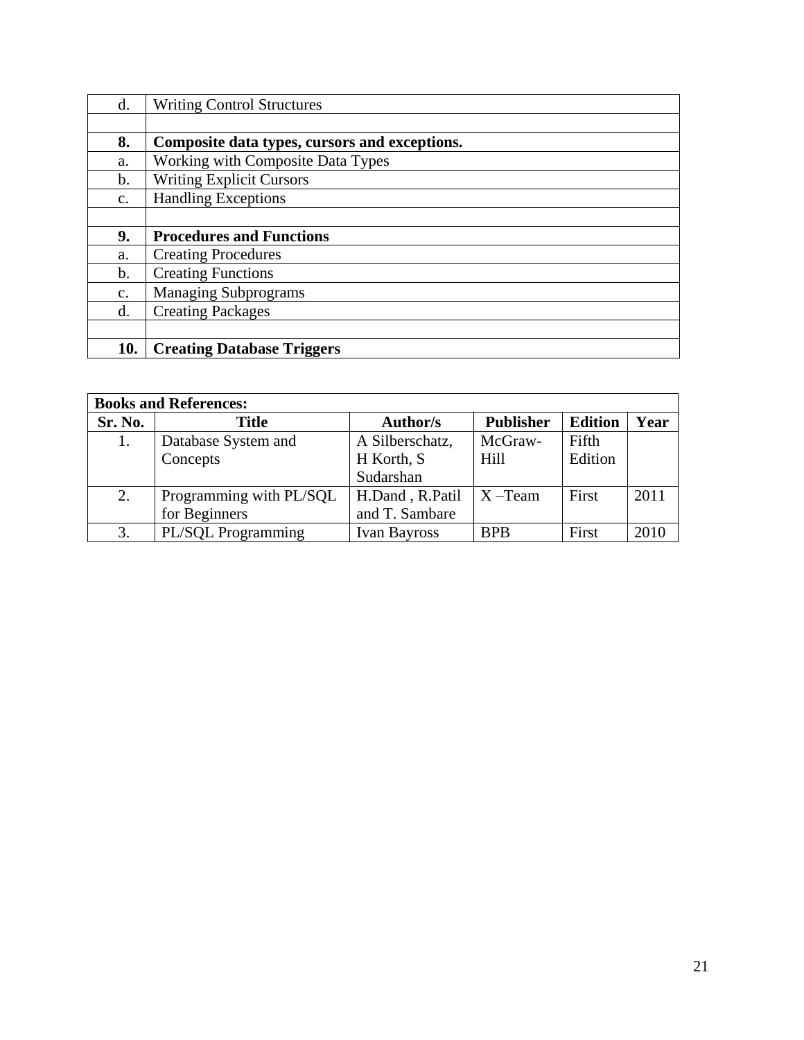| | |
|---|---|
| d. | Writing Control Structures |
| | |
| **8.** | **Composite data types, cursors and exceptions.** |
| a. | Working with Composite Data Types |
| b. | Writing Explicit Cursors |
| c. | Handling Exceptions |
| | |
| **9.** | **Procedures and Functions** |
| a. | Creating Procedures |
| b. | Creating Functions |
| c. | Managing Subprograms |
| d. | Creating Packages |
| | |
| **10.** | **Creating Database Triggers** |

**Books and References:**

| **Sr. No.** | **Title** | **Author/s** | **Publisher** | **Edition** | **Year** |
|---|---|---|---|---|---|
| 1. | Database System and Concepts | A Silberschatz, H Korth, S Sudarshan | McGraw-Hill | Fifth Edition | |
| 2. | Programming with PL/SQL for Beginners | H.Dand , R.Patil and T. Sambare | X –Team | First | 2011 |
| 3. | PL/SQL Programming | Ivan Bayross | BPB | First | 2010 |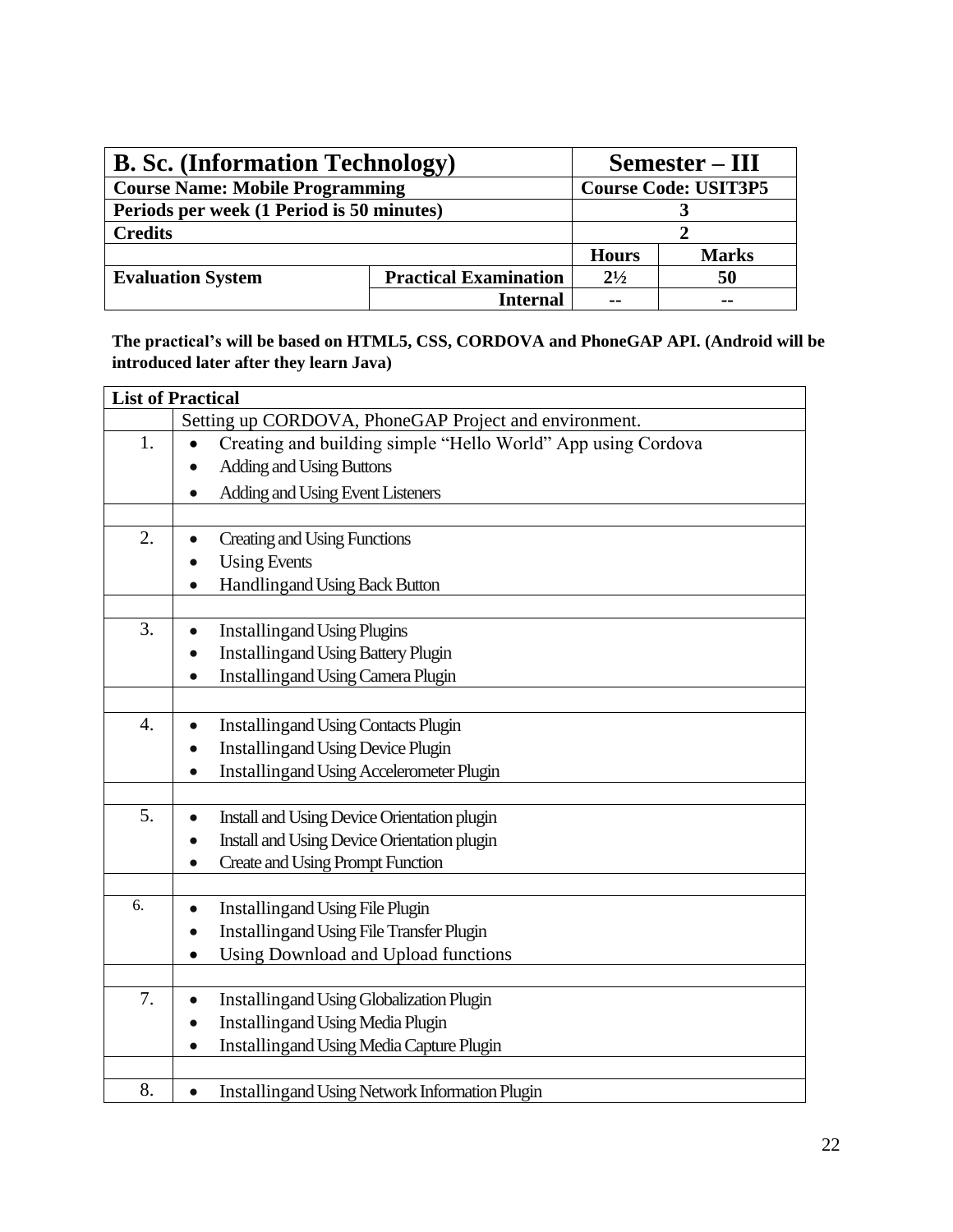| B. Sc. (Information Technology) | | Semester – III | |
|---|---|---|---|
| Course Name: Mobile Programming | | Course Code: USIT3P5 | |
| Periods per week (1 Period is 50 minutes) | | 3 | |
| Credits | | 2 | |
| | | Hours | Marks |
| Evaluation System | Practical Examination | 2½ | 50 |
| | Internal | -- | -- |

**The practical's will be based on HTML5, CSS, CORDOVA and PhoneGAP API. (Android will be introduced later after they learn Java)**

| List of Practical | |
|---|---|
| | Setting up CORDOVA, PhoneGAP Project and environment. |
| 1. | • Creating and building simple "Hello World" App using Cordova<br>• Adding and Using Buttons<br>• Adding and Using Event Listeners |
| | |
| 2. | • Creating and Using Functions<br>• Using Events<br>• Handlingand Using Back Button |
| | |
| 3. | • Installingand Using Plugins<br>• Installingand Using Battery Plugin<br>• Installingand Using Camera Plugin |
| | |
| 4. | • Installingand Using Contacts Plugin<br>• Installingand Using Device Plugin<br>• Installingand Using Accelerometer Plugin |
| | |
| 5. | • Install and Using Device Orientation plugin<br>• Install and Using Device Orientation plugin<br>• Create and Using Prompt Function |
| | |
| 6. | • Installingand Using File Plugin<br>• Installingand Using File Transfer Plugin<br>• Using Download and Upload functions |
| | |
| 7. | • Installingand Using Globalization Plugin<br>• Installingand Using Media Plugin<br>• Installingand Using Media Capture Plugin |
| | |
| 8. | • Installingand Using Network Information Plugin |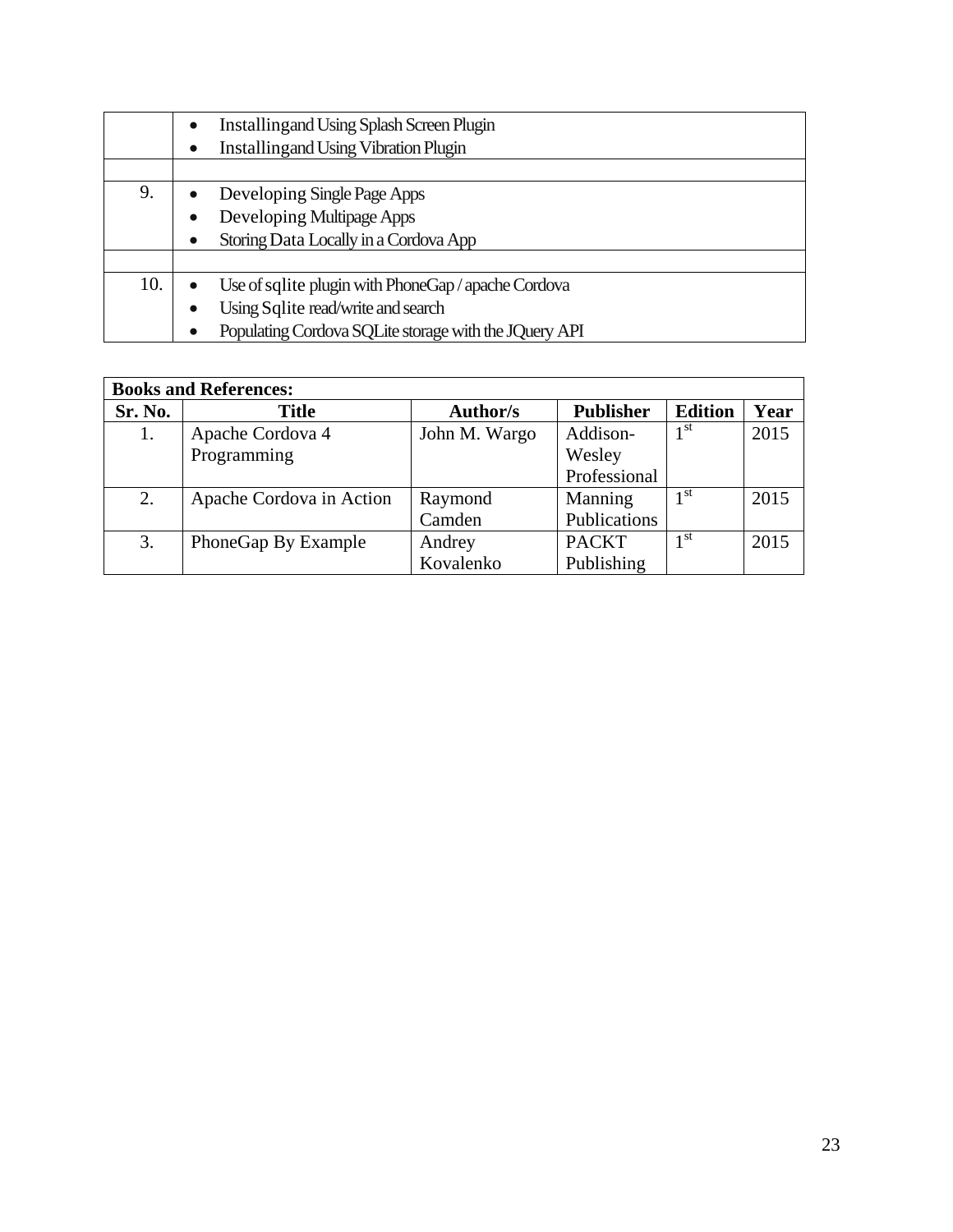| | |
|---|---|
| | • Installingand Using Splash Screen Plugin<br>• Installingand Using Vibration Plugin |
| | |
| 9. | • Developing Single Page Apps<br>• Developing Multipage Apps<br>• Storing Data Locally in a Cordova App |
| | |
| 10. | • Use of sqlite plugin with PhoneGap / apache Cordova<br>• Using Sqlite read/write and search<br>• Populating Cordova SQLite storage with the JQuery API |

| **Books and References:** | | | | | |
|---|---|---|---|---|---|
| **Sr. No.** | **Title** | **Author/s** | **Publisher** | **Edition** | **Year** |
| 1. | Apache Cordova 4 Programming | John M. Wargo | Addison-Wesley Professional | 1st | 2015 |
| 2. | Apache Cordova in Action | Raymond Camden | Manning Publications | 1st | 2015 |
| 3. | PhoneGap By Example | Andrey Kovalenko | PACKT Publishing | 1st | 2015 |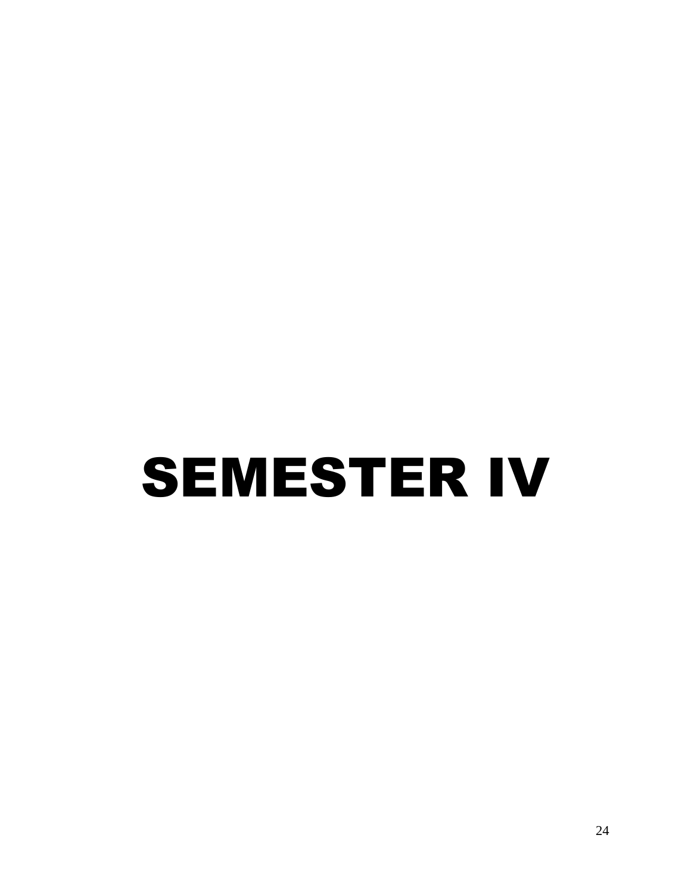# SEMESTER IV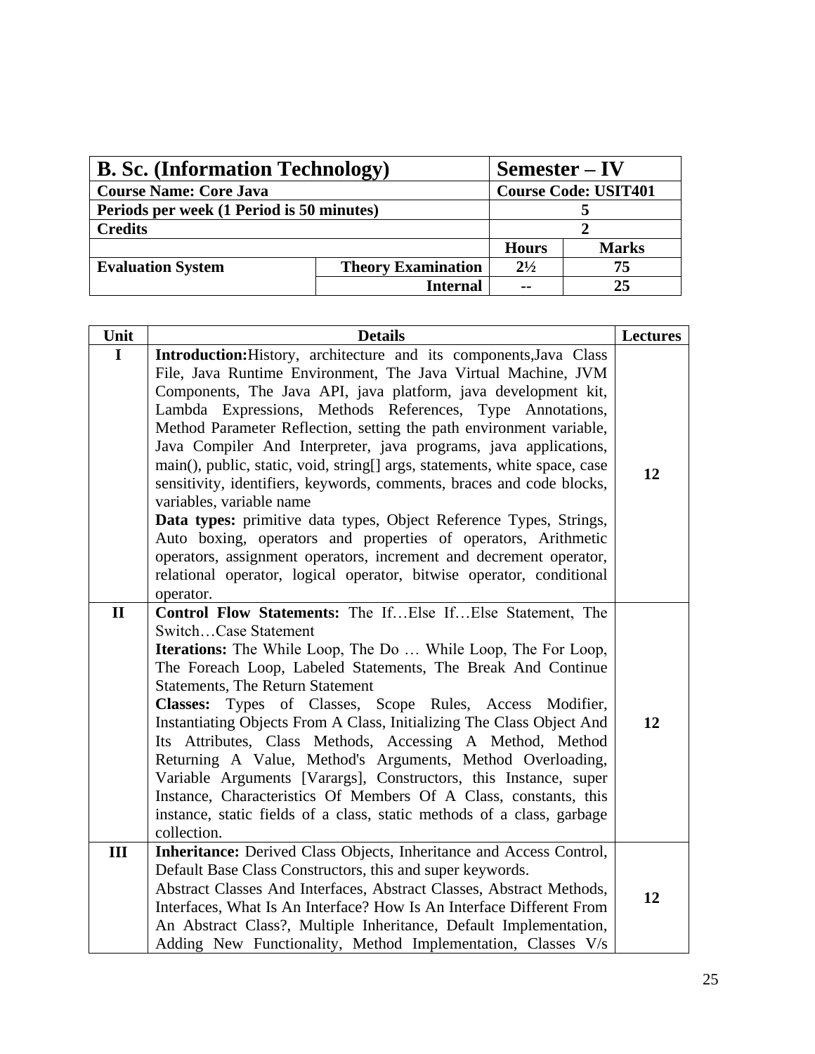| **B. Sc. (Information Technology)** | | **Semester – IV** | |
|---|---|---|---|
| **Course Name: Core Java** | | **Course Code: USIT401** | |
| **Periods per week (1 Period is 50 minutes)** | | **5** | |
| **Credits** | | **2** | |
| | | **Hours** | **Marks** |
| **Evaluation System** | **Theory Examination** | **2½** | **75** |
| | **Internal** | **--** | **25** |

| Unit | Details | Lectures |
|---|---|---|
| **I** | **Introduction:** History, architecture and its components, Java Class File, Java Runtime Environment, The Java Virtual Machine, JVM Components, The Java API, java platform, java development kit, Lambda Expressions, Methods References, Type Annotations, Method Parameter Reflection, setting the path environment variable, Java Compiler And Interpreter, java programs, java applications, main(), public, static, void, string[] args, statements, white space, case sensitivity, identifiers, keywords, comments, braces and code blocks, variables, variable name<br>**Data types:** primitive data types, Object Reference Types, Strings, Auto boxing, operators and properties of operators, Arithmetic operators, assignment operators, increment and decrement operator, relational operator, logical operator, bitwise operator, conditional operator. | **12** |
| **II** | **Control Flow Statements:** The If…Else If…Else Statement, The Switch…Case Statement<br>**Iterations:** The While Loop, The Do … While Loop, The For Loop, The Foreach Loop, Labeled Statements, The Break And Continue Statements, The Return Statement<br>**Classes:** Types of Classes, Scope Rules, Access Modifier, Instantiating Objects From A Class, Initializing The Class Object And Its Attributes, Class Methods, Accessing A Method, Method Returning A Value, Method's Arguments, Method Overloading, Variable Arguments [Varargs], Constructors, this Instance, super Instance, Characteristics Of Members Of A Class, constants, this instance, static fields of a class, static methods of a class, garbage collection. | **12** |
| **III** | **Inheritance:** Derived Class Objects, Inheritance and Access Control, Default Base Class Constructors, this and super keywords.<br>Abstract Classes And Interfaces, Abstract Classes, Abstract Methods, Interfaces, What Is An Interface? How Is An Interface Different From An Abstract Class?, Multiple Inheritance, Default Implementation, Adding New Functionality, Method Implementation, Classes V/s | **12** |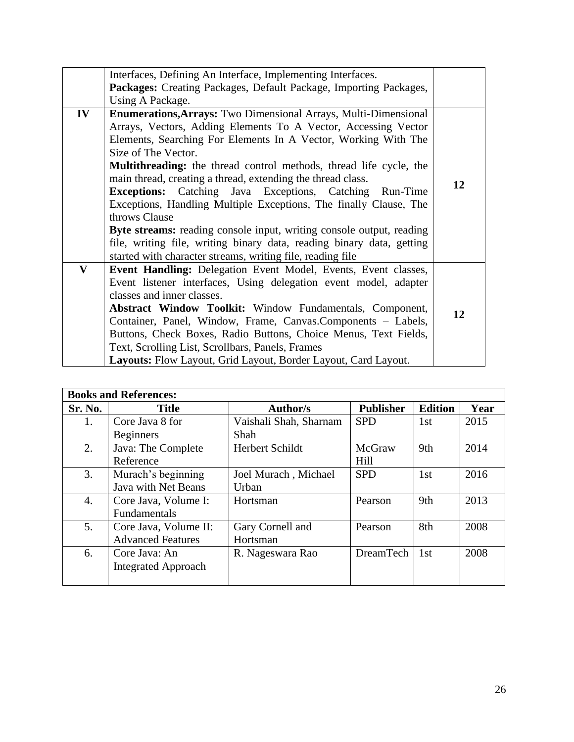|  |  |  |
| --- | --- | --- |
|  | Interfaces, Defining An Interface, Implementing Interfaces.<br>**Packages:** Creating Packages, Default Package, Importing Packages, Using A Package. |  |
| **IV** | **Enumerations,Arrays:** Two Dimensional Arrays, Multi-Dimensional Arrays, Vectors, Adding Elements To A Vector, Accessing Vector Elements, Searching For Elements In A Vector, Working With The Size of The Vector.<br>**Multithreading:** the thread control methods, thread life cycle, the main thread, creating a thread, extending the thread class.<br>**Exceptions:** Catching Java Exceptions, Catching Run-Time Exceptions, Handling Multiple Exceptions, The finally Clause, The throws Clause<br>**Byte streams:** reading console input, writing console output, reading file, writing file, writing binary data, reading binary data, getting started with character streams, writing file, reading file | **12** |
| **V** | **Event Handling:** Delegation Event Model, Events, Event classes, Event listener interfaces, Using delegation event model, adapter classes and inner classes.<br>**Abstract Window Toolkit:** Window Fundamentals, Component, Container, Panel, Window, Frame, Canvas.Components – Labels, Buttons, Check Boxes, Radio Buttons, Choice Menus, Text Fields, Text, Scrolling List, Scrollbars, Panels, Frames<br>**Layouts:** Flow Layout, Grid Layout, Border Layout, Card Layout. | **12** |

**Books and References:**

| Sr. No. | Title | Author/s | Publisher | Edition | Year |
| --- | --- | --- | --- | --- | --- |
| 1. | Core Java 8 for Beginners | Vaishali Shah, Sharnam Shah | SPD | 1st | 2015 |
| 2. | Java: The Complete Reference | Herbert Schildt | McGraw Hill | 9th | 2014 |
| 3. | Murach's beginning Java with Net Beans | Joel Murach , Michael Urban | SPD | 1st | 2016 |
| 4. | Core Java, Volume I: Fundamentals | Hortsman | Pearson | 9th | 2013 |
| 5. | Core Java, Volume II: Advanced Features | Gary Cornell and Hortsman | Pearson | 8th | 2008 |
| 6. | Core Java: An Integrated Approach | R. Nageswara Rao | DreamTech | 1st | 2008 |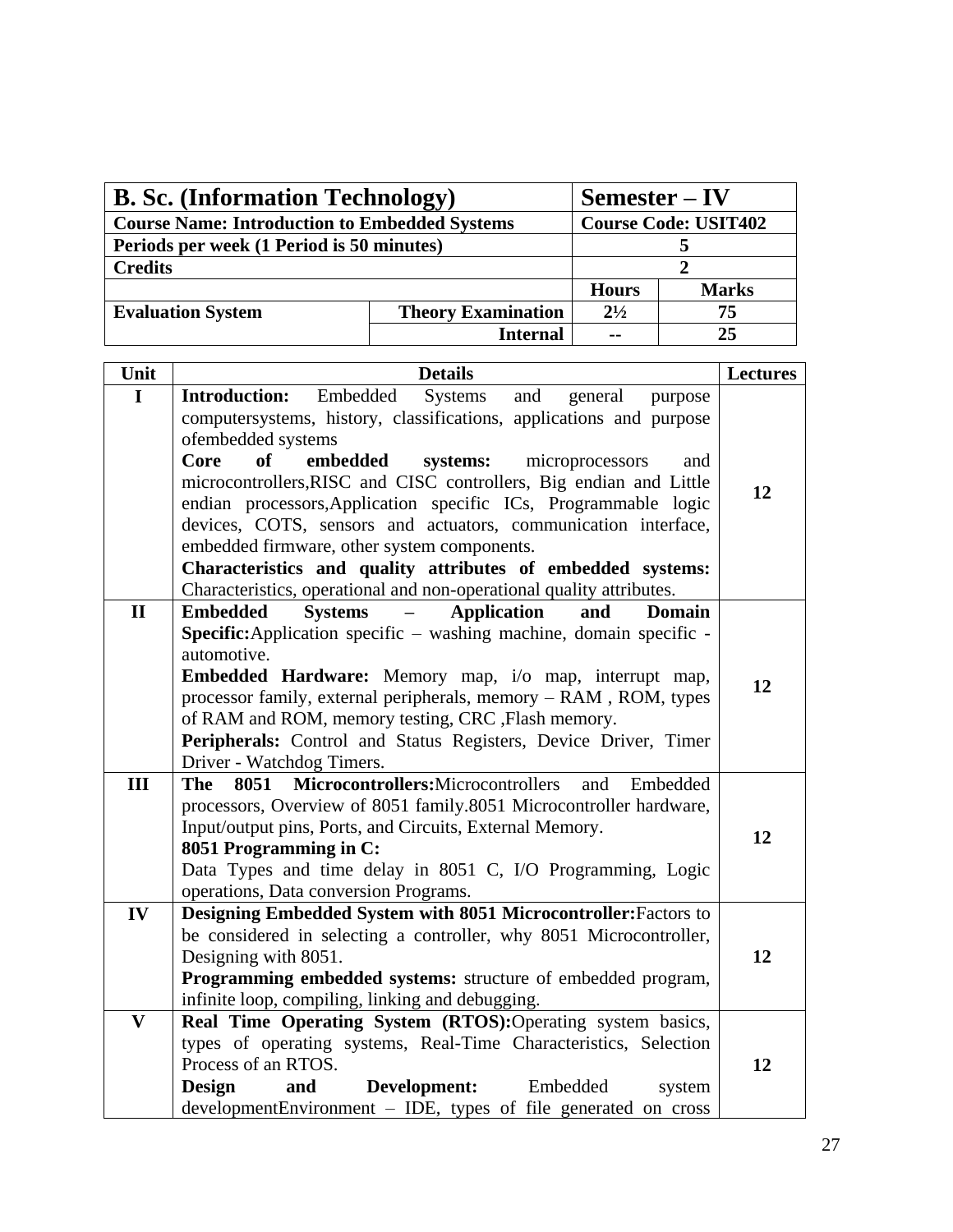| **B. Sc. (Information Technology)** | | **Semester – IV** | |
|---|---|---|---|
| **Course Name: Introduction to Embedded Systems** | | **Course Code: USIT402** | |
| **Periods per week (1 Period is 50 minutes)** | | **5** | |
| **Credits** | | **2** | |
| | | **Hours** | **Marks** |
| **Evaluation System** | **Theory Examination** | **2½** | **75** |
| | **Internal** | **--** | **25** |

| Unit | Details | Lectures |
|---|---|---|
| **I** | **Introduction:** Embedded Systems and general purpose computersystems, history, classifications, applications and purpose ofembedded systems<br>**Core of embedded systems:** microprocessors and microcontrollers,RISC and CISC controllers, Big endian and Little endian processors,Application specific ICs, Programmable logic devices, COTS, sensors and actuators, communication interface, embedded firmware, other system components.<br>**Characteristics and quality attributes of embedded systems:** Characteristics, operational and non-operational quality attributes. | **12** |
| **II** | **Embedded Systems – Application and Domain Specific:**Application specific – washing machine, domain specific - automotive.<br>**Embedded Hardware:** Memory map, i/o map, interrupt map, processor family, external peripherals, memory – RAM , ROM, types of RAM and ROM, memory testing, CRC ,Flash memory.<br>**Peripherals:** Control and Status Registers, Device Driver, Timer Driver - Watchdog Timers. | **12** |
| **III** | **The 8051 Microcontrollers:**Microcontrollers and Embedded processors, Overview of 8051 family.8051 Microcontroller hardware, Input/output pins, Ports, and Circuits, External Memory.<br>**8051 Programming in C:**<br>Data Types and time delay in 8051 C, I/O Programming, Logic operations, Data conversion Programs. | **12** |
| **IV** | **Designing Embedded System with 8051 Microcontroller:**Factors to be considered in selecting a controller, why 8051 Microcontroller, Designing with 8051.<br>**Programming embedded systems:** structure of embedded program, infinite loop, compiling, linking and debugging. | **12** |
| **V** | **Real Time Operating System (RTOS):**Operating system basics, types of operating systems, Real-Time Characteristics, Selection Process of an RTOS.<br>**Design and Development:** Embedded system developmentEnvironment – IDE, types of file generated on cross | **12** |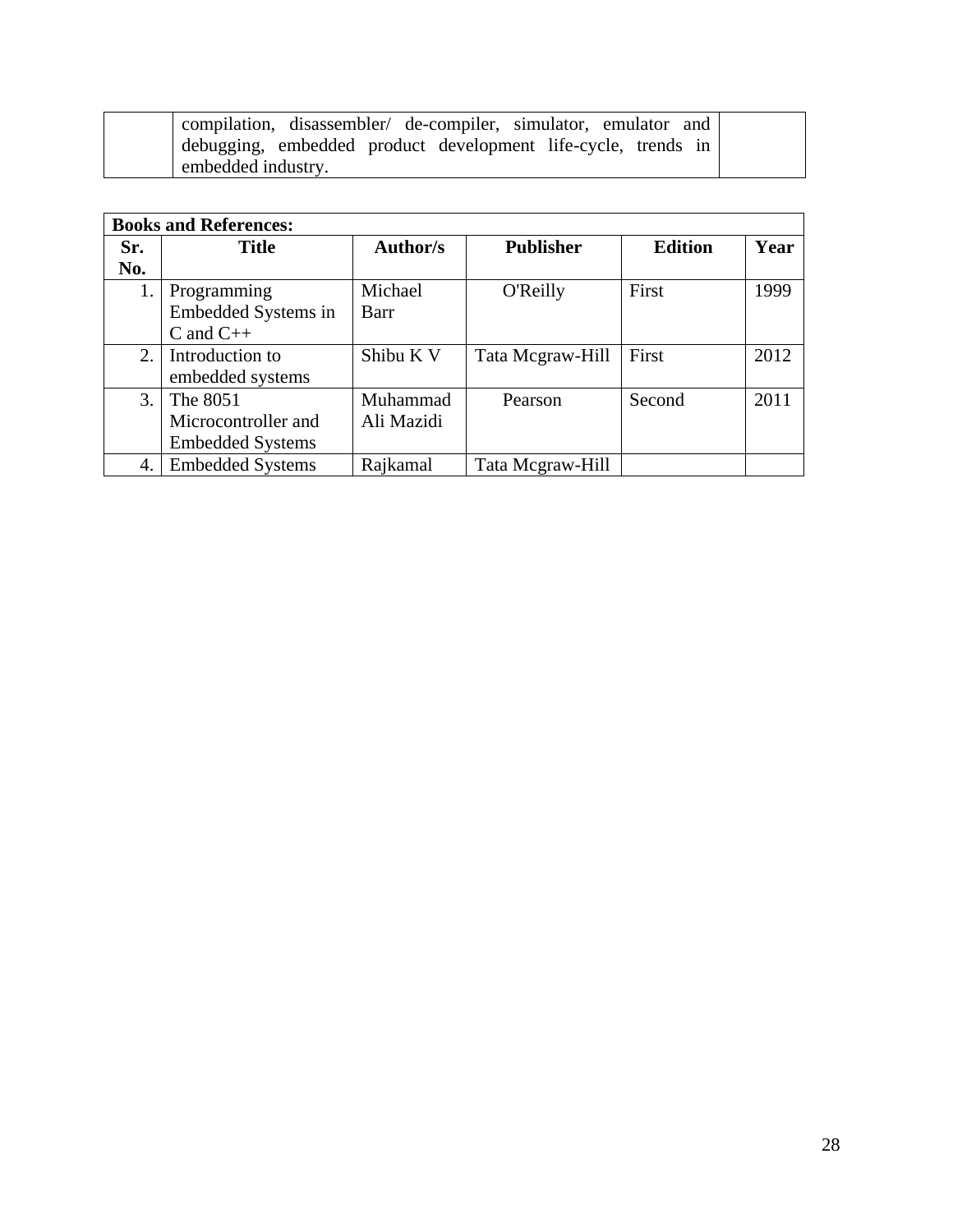| | compilation, disassembler/ de-compiler, simulator, emulator and debugging, embedded product development life-cycle, trends in embedded industry. | |
|---|---|---|

| **Books and References:** | | | | | |
|---|---|---|---|---|---|
| **Sr. No.** | **Title** | **Author/s** | **Publisher** | **Edition** | **Year** |
| 1. | Programming Embedded Systems in C and C++ | Michael Barr | O'Reilly | First | 1999 |
| 2. | Introduction to embedded systems | Shibu K V | Tata Mcgraw-Hill | First | 2012 |
| 3. | The 8051 Microcontroller and Embedded Systems | Muhammad Ali Mazidi | Pearson | Second | 2011 |
| 4. | Embedded Systems | Rajkamal | Tata Mcgraw-Hill | | |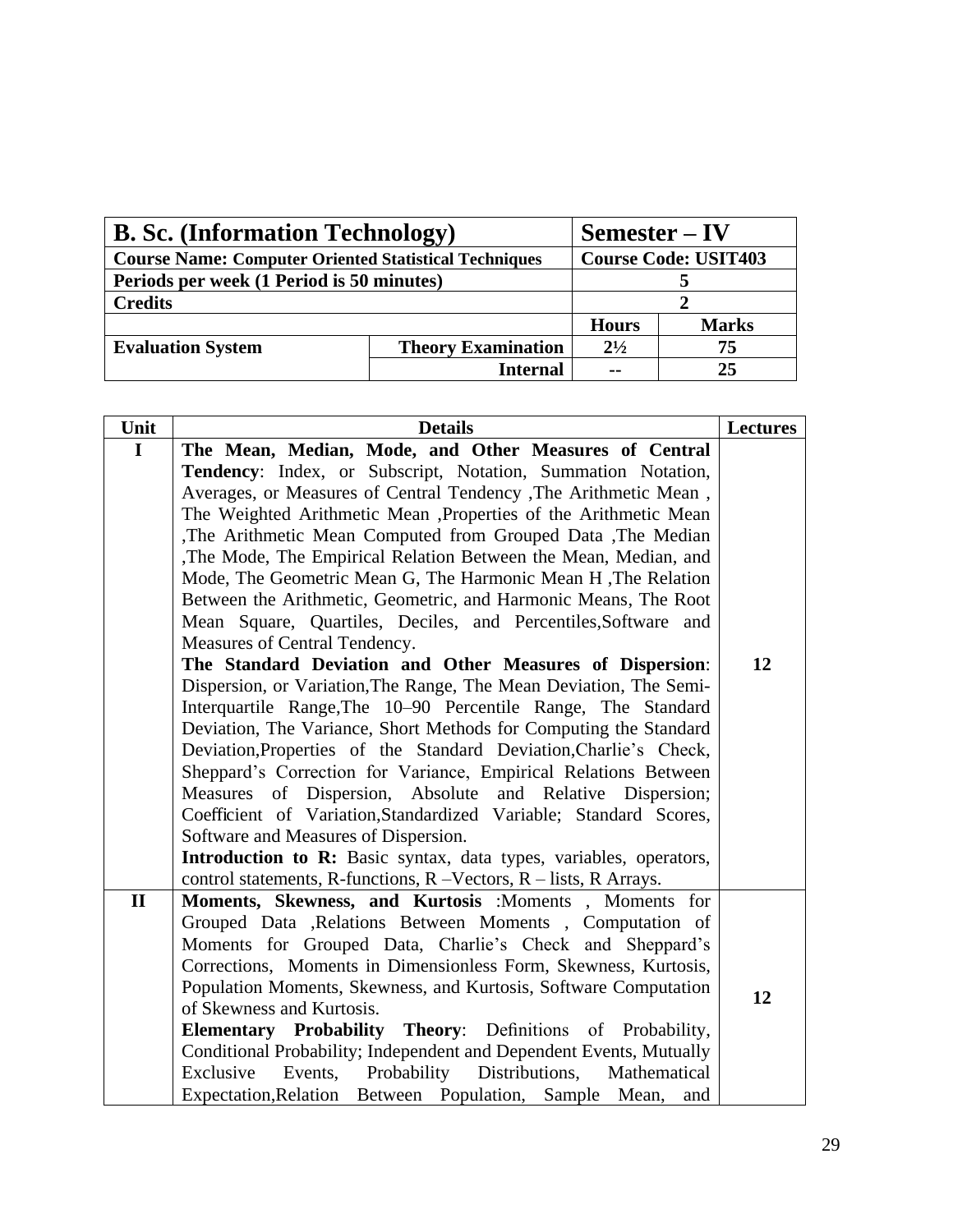| **B. Sc. (Information Technology)** | | **Semester – IV** | |
|---|---|---|---|
| **Course Name: Computer Oriented Statistical Techniques** | | **Course Code: USIT403** | |
| **Periods per week (1 Period is 50 minutes)** | | **5** | |
| **Credits** | | **2** | |
| | | **Hours** | **Marks** |
| **Evaluation System** | **Theory Examination** | **2½** | **75** |
| | **Internal** | **--** | **25** |

| Unit | Details | Lectures |
|---|---|---|
| **I** | **The Mean, Median, Mode, and Other Measures of Central Tendency**: Index, or Subscript, Notation, Summation Notation, Averages, or Measures of Central Tendency ,The Arithmetic Mean , The Weighted Arithmetic Mean ,Properties of the Arithmetic Mean ,The Arithmetic Mean Computed from Grouped Data ,The Median ,The Mode, The Empirical Relation Between the Mean, Median, and Mode, The Geometric Mean G, The Harmonic Mean H ,The Relation Between the Arithmetic, Geometric, and Harmonic Means, The Root Mean Square, Quartiles, Deciles, and Percentiles,Software and Measures of Central Tendency. **The Standard Deviation and Other Measures of Dispersion**: Dispersion, or Variation,The Range, The Mean Deviation, The Semi-Interquartile Range,The 10–90 Percentile Range, The Standard Deviation, The Variance, Short Methods for Computing the Standard Deviation,Properties of the Standard Deviation,Charlie's Check, Sheppard's Correction for Variance, Empirical Relations Between Measures of Dispersion, Absolute and Relative Dispersion; Coefficient of Variation,Standardized Variable; Standard Scores, Software and Measures of Dispersion. **Introduction to R:** Basic syntax, data types, variables, operators, control statements, R-functions, R –Vectors, R – lists, R Arrays. | 12 |
| **II** | **Moments, Skewness, and Kurtosis** :Moments , Moments for Grouped Data ,Relations Between Moments , Computation of Moments for Grouped Data, Charlie's Check and Sheppard's Corrections, Moments in Dimensionless Form, Skewness, Kurtosis, Population Moments, Skewness, and Kurtosis, Software Computation of Skewness and Kurtosis. **Elementary Probability Theory**: Definitions of Probability, Conditional Probability; Independent and Dependent Events, Mutually Exclusive Events, Probability Distributions, Mathematical Expectation,Relation Between Population, Sample Mean, and | 12 |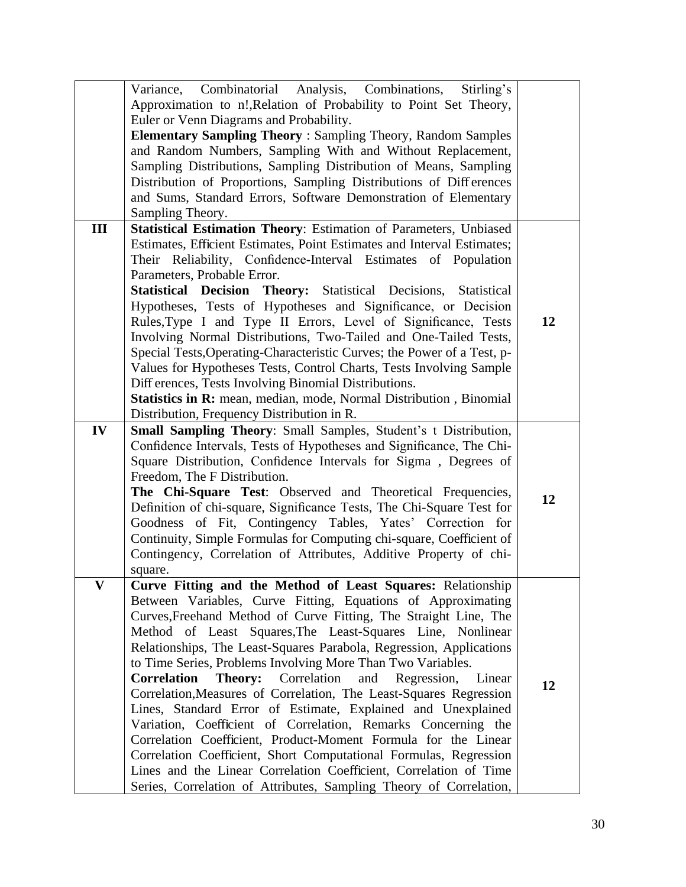| | | |
|---|---|---|
| | Variance, Combinatorial Analysis, Combinations, Stirling's Approximation to n!,Relation of Probability to Point Set Theory, Euler or Venn Diagrams and Probability.<br>**Elementary Sampling Theory** : Sampling Theory, Random Samples and Random Numbers, Sampling With and Without Replacement, Sampling Distributions, Sampling Distribution of Means, Sampling Distribution of Proportions, Sampling Distributions of Diff erences and Sums, Standard Errors, Software Demonstration of Elementary Sampling Theory. | |
| **III** | **Statistical Estimation Theory**: Estimation of Parameters, Unbiased Estimates, Efficient Estimates, Point Estimates and Interval Estimates; Their Reliability, Confidence-Interval Estimates of Population Parameters, Probable Error.<br>**Statistical Decision Theory:** Statistical Decisions, Statistical Hypotheses, Tests of Hypotheses and Significance, or Decision Rules,Type I and Type II Errors, Level of Significance, Tests Involving Normal Distributions, Two-Tailed and One-Tailed Tests, Special Tests,Operating-Characteristic Curves; the Power of a Test, p-Values for Hypotheses Tests, Control Charts, Tests Involving Sample Diff erences, Tests Involving Binomial Distributions.<br>**Statistics in R:** mean, median, mode, Normal Distribution , Binomial Distribution, Frequency Distribution in R. | **12** |
| **IV** | **Small Sampling Theory**: Small Samples, Student's t Distribution, Confidence Intervals, Tests of Hypotheses and Significance, The Chi-Square Distribution, Confidence Intervals for Sigma , Degrees of Freedom, The F Distribution.<br>**The Chi-Square Test**: Observed and Theoretical Frequencies, Definition of chi-square, Significance Tests, The Chi-Square Test for Goodness of Fit, Contingency Tables, Yates' Correction for Continuity, Simple Formulas for Computing chi-square, Coefficient of Contingency, Correlation of Attributes, Additive Property of chi-square. | **12** |
| **V** | **Curve Fitting and the Method of Least Squares:** Relationship Between Variables, Curve Fitting, Equations of Approximating Curves,Freehand Method of Curve Fitting, The Straight Line, The Method of Least Squares,The Least-Squares Line, Nonlinear Relationships, The Least-Squares Parabola, Regression, Applications to Time Series, Problems Involving More Than Two Variables.<br>**Correlation Theory:** Correlation and Regression, Linear Correlation,Measures of Correlation, The Least-Squares Regression Lines, Standard Error of Estimate, Explained and Unexplained Variation, Coefficient of Correlation, Remarks Concerning the Correlation Coefficient, Product-Moment Formula for the Linear Correlation Coefficient, Short Computational Formulas, Regression Lines and the Linear Correlation Coefficient, Correlation of Time Series, Correlation of Attributes, Sampling Theory of Correlation, | **12** |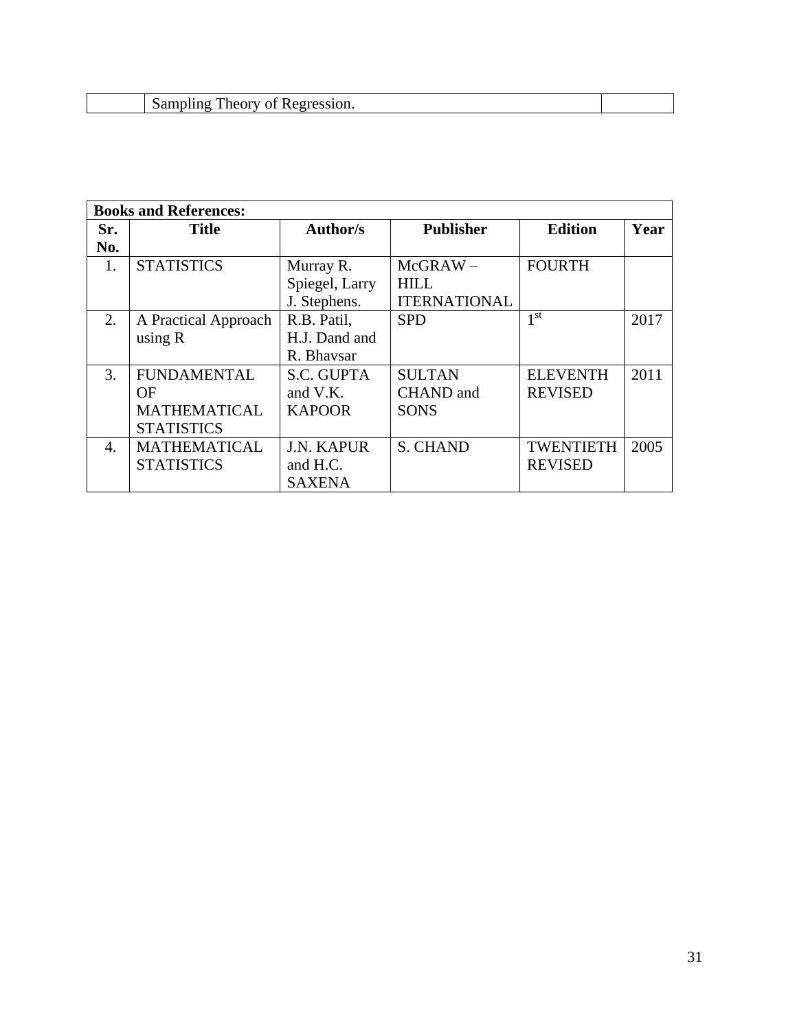| | Sampling Theory of Regression. | |
|---|---|---|

| **Books and References:** | | | | | |
|---|---|---|---|---|---|
| **Sr. No.** | **Title** | **Author/s** | **Publisher** | **Edition** | **Year** |
| 1. | STATISTICS | Murray R. Spiegel, Larry J. Stephens. | McGRAW – HILL ITERNATIONAL | FOURTH | |
| 2. | A Practical Approach using R | R.B. Patil, H.J. Dand and R. Bhavsar | SPD | 1st | 2017 |
| 3. | FUNDAMENTAL OF MATHEMATICAL STATISTICS | S.C. GUPTA and V.K. KAPOOR | SULTAN CHAND and SONS | ELEVENTH REVISED | 2011 |
| 4. | MATHEMATICAL STATISTICS | J.N. KAPUR and H.C. SAXENA | S. CHAND | TWENTIETH REVISED | 2005 |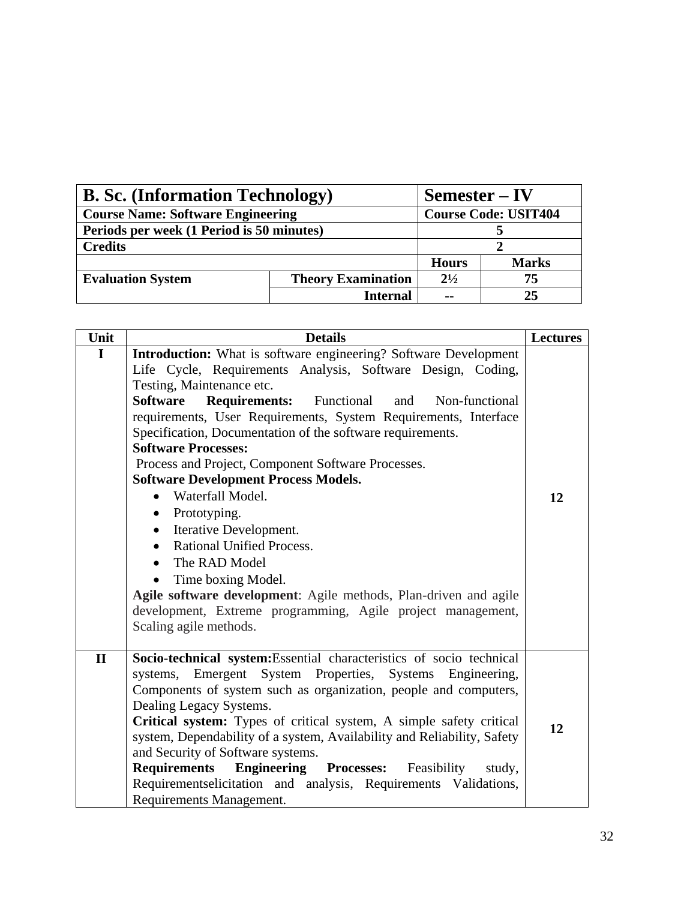| B. Sc. (Information Technology) | | Semester – IV | |
|---|---|---|---|
| **Course Name: Software Engineering** | | **Course Code: USIT404** | |
| **Periods per week (1 Period is 50 minutes)** | | **5** | |
| **Credits** | | **2** | |
| | | **Hours** | **Marks** |
| **Evaluation System** | **Theory Examination** | **2½** | **75** |
| | **Internal** | **--** | **25** |

| Unit | Details | Lectures |
|---|---|---|
| **I** | **Introduction:** What is software engineering? Software Development Life Cycle, Requirements Analysis, Software Design, Coding, Testing, Maintenance etc.<br>**Software Requirements:** Functional and Non-functional requirements, User Requirements, System Requirements, Interface Specification, Documentation of the software requirements.<br>**Software Processes:**<br>Process and Project, Component Software Processes.<br>**Software Development Process Models.**<br>• Waterfall Model.<br>• Prototyping.<br>• Iterative Development.<br>• Rational Unified Process.<br>• The RAD Model<br>• Time boxing Model.<br>**Agile software development**: Agile methods, Plan-driven and agile development, Extreme programming, Agile project management, Scaling agile methods. | **12** |
| **II** | **Socio-technical system:**Essential characteristics of socio technical systems, Emergent System Properties, Systems Engineering, Components of system such as organization, people and computers, Dealing Legacy Systems.<br>**Critical system:** Types of critical system, A simple safety critical system, Dependability of a system, Availability and Reliability, Safety and Security of Software systems.<br>**Requirements Engineering Processes:** Feasibility study, Requirementselicitation and analysis, Requirements Validations, Requirements Management. | **12** |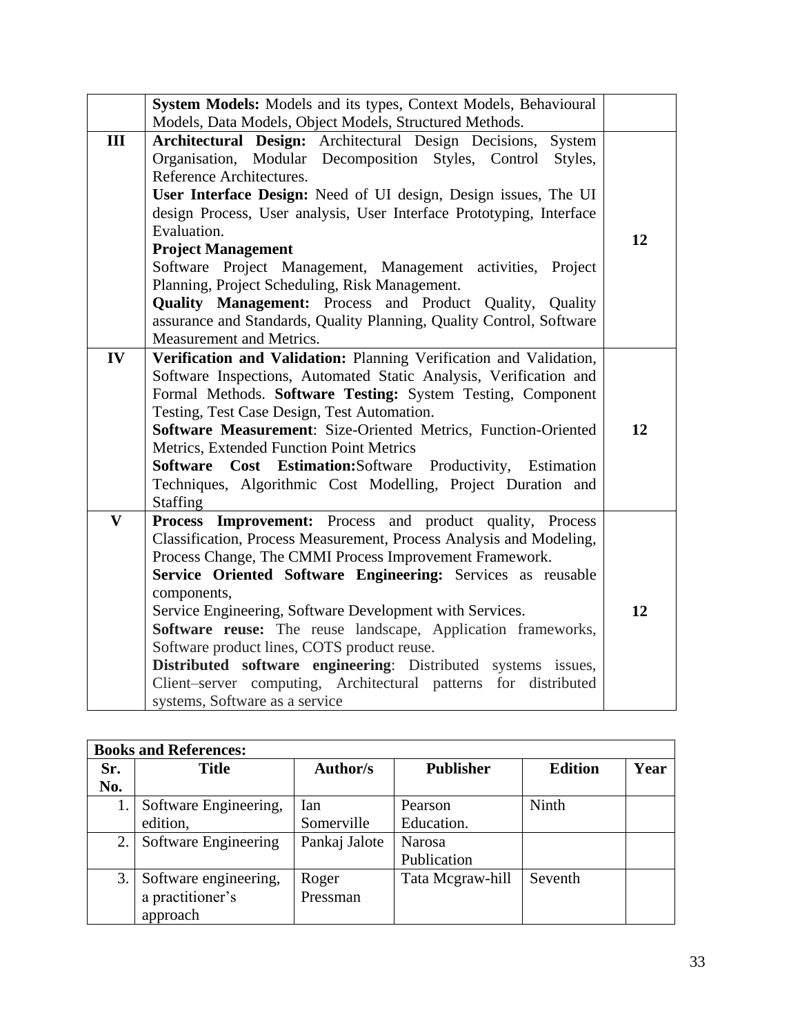| | | |
|---|---|---|
| | **System Models:** Models and its types, Context Models, Behavioural Models, Data Models, Object Models, Structured Methods. | |
| **III** | **Architectural Design:** Architectural Design Decisions, System Organisation, Modular Decomposition Styles, Control Styles, Reference Architectures.<br>**User Interface Design:** Need of UI design, Design issues, The UI design Process, User analysis, User Interface Prototyping, Interface Evaluation.<br>**Project Management**<br>Software Project Management, Management activities, Project Planning, Project Scheduling, Risk Management.<br>**Quality Management:** Process and Product Quality, Quality assurance and Standards, Quality Planning, Quality Control, Software Measurement and Metrics. | **12** |
| **IV** | **Verification and Validation:** Planning Verification and Validation, Software Inspections, Automated Static Analysis, Verification and Formal Methods. **Software Testing:** System Testing, Component Testing, Test Case Design, Test Automation.<br>**Software Measurement**: Size-Oriented Metrics, Function-Oriented Metrics, Extended Function Point Metrics<br>**Software Cost Estimation:**Software Productivity, Estimation Techniques, Algorithmic Cost Modelling, Project Duration and Staffing | **12** |
| **V** | **Process Improvement:** Process and product quality, Process Classification, Process Measurement, Process Analysis and Modeling, Process Change, The CMMI Process Improvement Framework.<br>**Service Oriented Software Engineering:** Services as reusable components,<br>Service Engineering, Software Development with Services.<br>**Software reuse:** The reuse landscape, Application frameworks, Software product lines, COTS product reuse.<br>**Distributed software engineering**: Distributed systems issues, Client–server computing, Architectural patterns for distributed systems, Software as a service | **12** |

| **Books and References:** | | | | | |
|---|---|---|---|---|---|
| **Sr. No.** | **Title** | **Author/s** | **Publisher** | **Edition** | **Year** |
| 1. | Software Engineering, edition, | Ian Somerville | Pearson Education. | Ninth | |
| 2. | Software Engineering | Pankaj Jalote | Narosa Publication | | |
| 3. | Software engineering, a practitioner's approach | Roger Pressman | Tata Mcgraw-hill | Seventh | |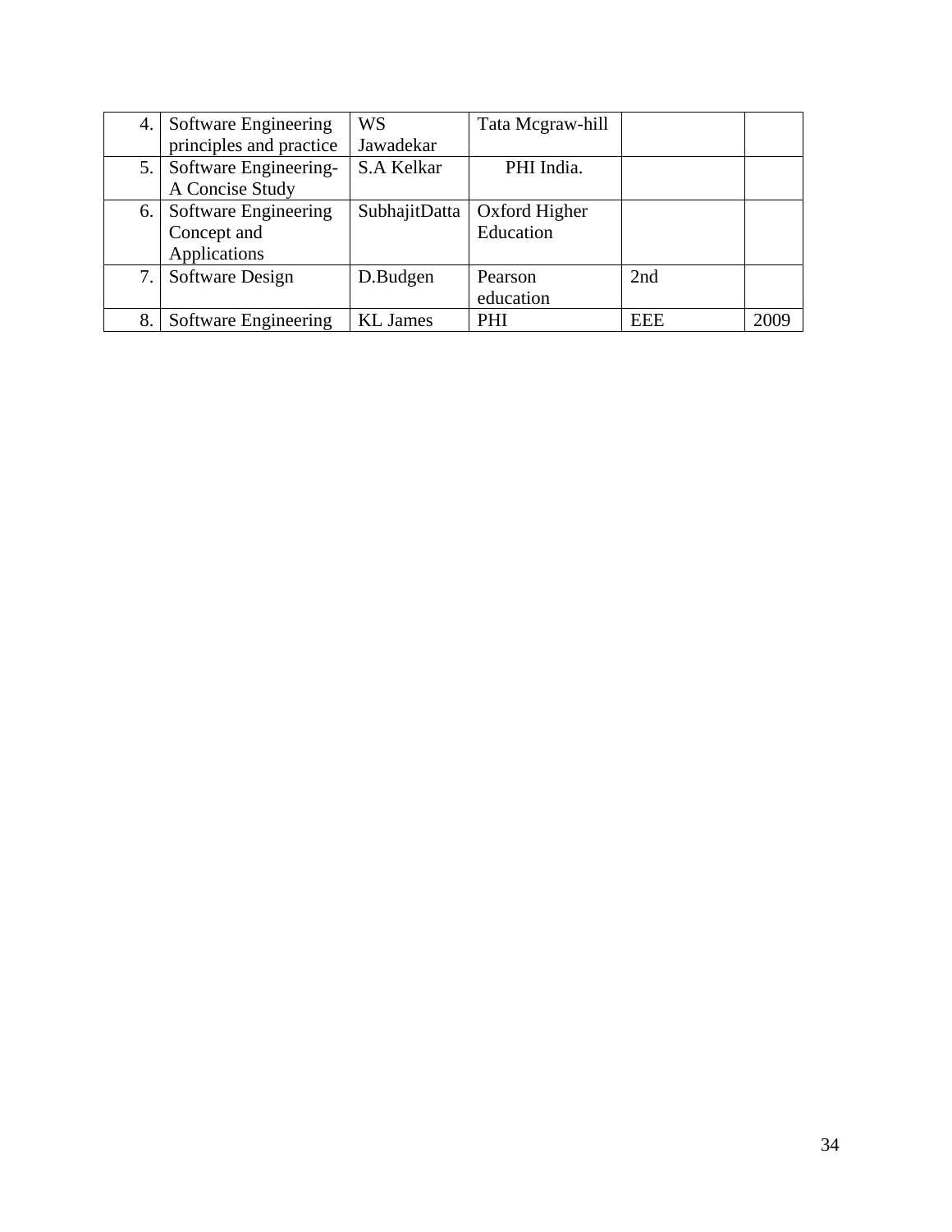| 4. | Software Engineering principles and practice | WS Jawadekar | Tata Mcgraw-hill | | |
|---|---|---|---|---|---|
| 5. | Software Engineering- A Concise Study | S.A Kelkar | PHI India. | | |
| 6. | Software Engineering Concept and Applications | SubhajitDatta | Oxford Higher Education | | |
| 7. | Software Design | D.Budgen | Pearson education | 2nd | |
| 8. | Software Engineering | KL James | PHI | EEE | 2009 |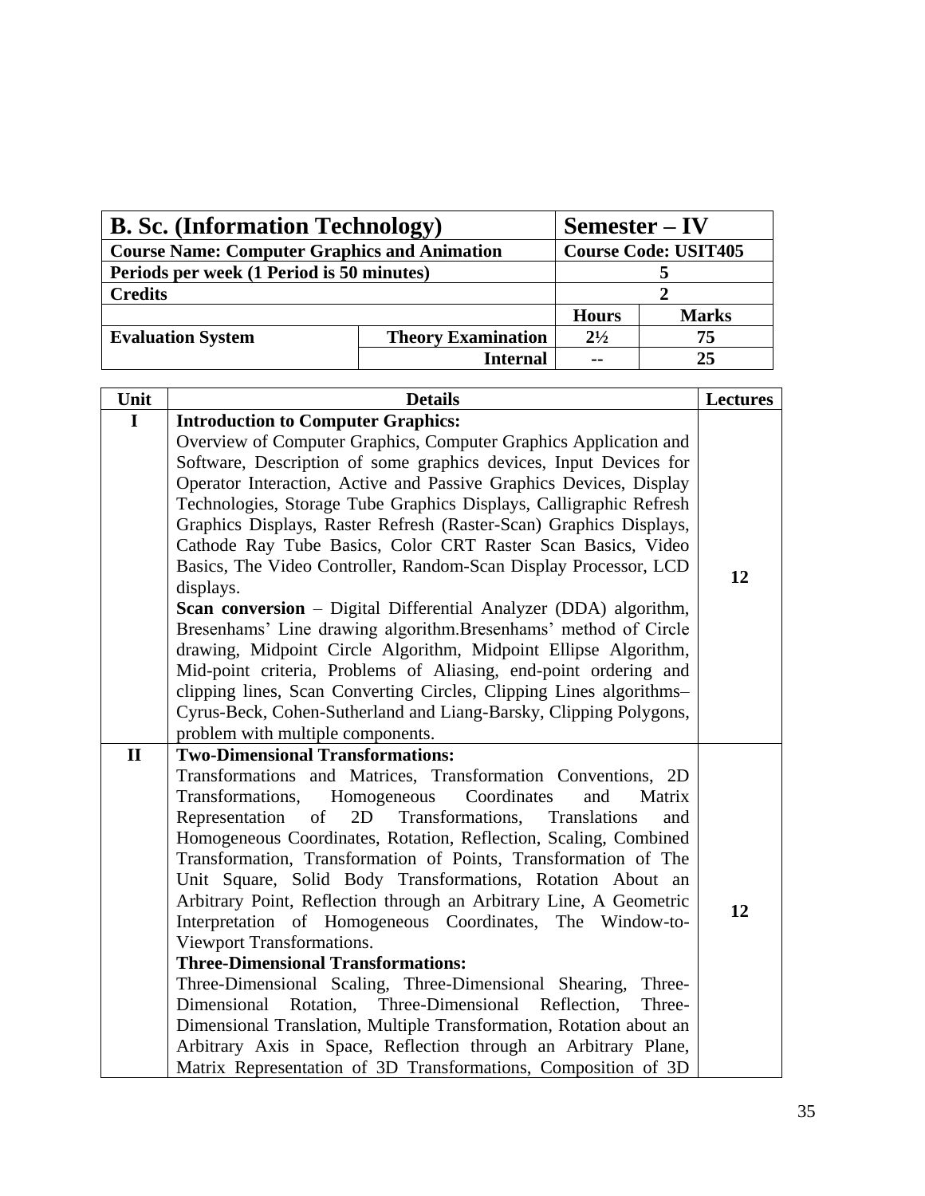| B. Sc. (Information Technology) | | Semester – IV | |
|---|---|---|---|
| **Course Name: Computer Graphics and Animation** | | **Course Code: USIT405** | |
| **Periods per week (1 Period is 50 minutes)** | | 5 | |
| **Credits** | | 2 | |
| | | **Hours** | **Marks** |
| **Evaluation System** | **Theory Examination** | 2½ | 75 |
| | **Internal** | -- | 25 |

| Unit | Details | Lectures |
|---|---|---|
| I | **Introduction to Computer Graphics:** Overview of Computer Graphics, Computer Graphics Application and Software, Description of some graphics devices, Input Devices for Operator Interaction, Active and Passive Graphics Devices, Display Technologies, Storage Tube Graphics Displays, Calligraphic Refresh Graphics Displays, Raster Refresh (Raster-Scan) Graphics Displays, Cathode Ray Tube Basics, Color CRT Raster Scan Basics, Video Basics, The Video Controller, Random-Scan Display Processor, LCD displays. **Scan conversion** – Digital Differential Analyzer (DDA) algorithm, Bresenhams' Line drawing algorithm.Bresenhams' method of Circle drawing, Midpoint Circle Algorithm, Midpoint Ellipse Algorithm, Mid-point criteria, Problems of Aliasing, end-point ordering and clipping lines, Scan Converting Circles, Clipping Lines algorithms– Cyrus-Beck, Cohen-Sutherland and Liang-Barsky, Clipping Polygons, problem with multiple components. | 12 |
| II | **Two-Dimensional Transformations:** Transformations and Matrices, Transformation Conventions, 2D Transformations, Homogeneous Coordinates and Matrix Representation of 2D Transformations, Translations and Homogeneous Coordinates, Rotation, Reflection, Scaling, Combined Transformation, Transformation of Points, Transformation of The Unit Square, Solid Body Transformations, Rotation About an Arbitrary Point, Reflection through an Arbitrary Line, A Geometric Interpretation of Homogeneous Coordinates, The Window-to-Viewport Transformations. **Three-Dimensional Transformations:** Three-Dimensional Scaling, Three-Dimensional Shearing, Three-Dimensional Rotation, Three-Dimensional Reflection, Three-Dimensional Translation, Multiple Transformation, Rotation about an Arbitrary Axis in Space, Reflection through an Arbitrary Plane, Matrix Representation of 3D Transformations, Composition of 3D | 12 |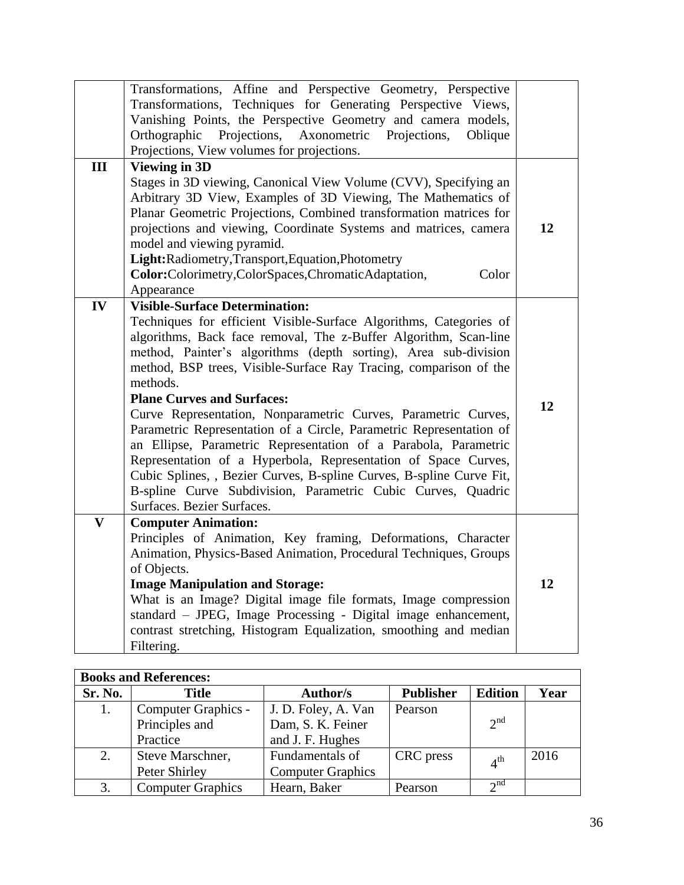| | | |
|---|---|---|
| | Transformations, Affine and Perspective Geometry, Perspective Transformations, Techniques for Generating Perspective Views, Vanishing Points, the Perspective Geometry and camera models, Orthographic Projections, Axonometric Projections, Oblique Projections, View volumes for projections. | |
| **III** | **Viewing in 3D**<br>Stages in 3D viewing, Canonical View Volume (CVV), Specifying an Arbitrary 3D View, Examples of 3D Viewing, The Mathematics of Planar Geometric Projections, Combined transformation matrices for projections and viewing, Coordinate Systems and matrices, camera model and viewing pyramid.<br>**Light:**Radiometry,Transport,Equation,Photometry<br>**Color:**Colorimetry,ColorSpaces,ChromaticAdaptation, Color Appearance | **12** |
| **IV** | **Visible-Surface Determination:**<br>Techniques for efficient Visible-Surface Algorithms, Categories of algorithms, Back face removal, The z-Buffer Algorithm, Scan-line method, Painter's algorithms (depth sorting), Area sub-division method, BSP trees, Visible-Surface Ray Tracing, comparison of the methods.<br>**Plane Curves and Surfaces:**<br>Curve Representation, Nonparametric Curves, Parametric Curves, Parametric Representation of a Circle, Parametric Representation of an Ellipse, Parametric Representation of a Parabola, Parametric Representation of a Hyperbola, Representation of Space Curves, Cubic Splines, , Bezier Curves, B-spline Curves, B-spline Curve Fit, B-spline Curve Subdivision, Parametric Cubic Curves, Quadric Surfaces. Bezier Surfaces. | **12** |
| **V** | **Computer Animation:**<br>Principles of Animation, Key framing, Deformations, Character Animation, Physics-Based Animation, Procedural Techniques, Groups of Objects.<br>**Image Manipulation and Storage:**<br>What is an Image? Digital image file formats, Image compression standard – JPEG, Image Processing - Digital image enhancement, contrast stretching, Histogram Equalization, smoothing and median Filtering. | **12** |

| **Books and References:** | | | | | |
|---|---|---|---|---|---|
| **Sr. No.** | **Title** | **Author/s** | **Publisher** | **Edition** | **Year** |
| 1. | Computer Graphics - Principles and Practice | J. D. Foley, A. Van Dam, S. K. Feiner and J. F. Hughes | Pearson | 2nd | |
| 2. | Steve Marschner, Peter Shirley | Fundamentals of Computer Graphics | CRC press | 4th | 2016 |
| 3. | Computer Graphics | Hearn, Baker | Pearson | 2nd | |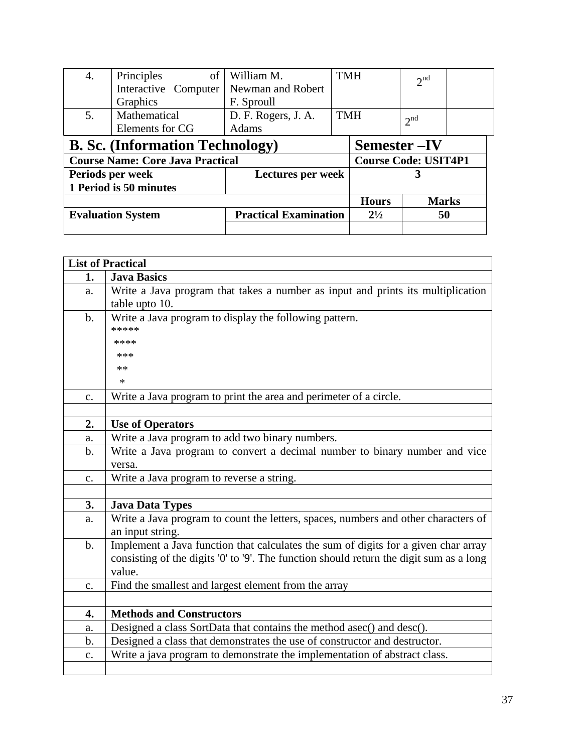| | | | | | |
|---|---|---|---|---|---|
| 4. | Principles of Interactive Computer Graphics | William M. Newman and Robert F. Sproull | TMH | 2nd | |
| 5. | Mathematical Elements for CG | D. F. Rogers, J. A. Adams | TMH | 2nd | |

| **B. Sc. (Information Technology)** | | **Semester –IV** | |
|---|---|---|---|
| **Course Name: Core Java Practical** | | **Course Code: USIT4P1** | |
| **Periods per week**<br>**1 Period is 50 minutes** | **Lectures per week** | **3** | |
| | | **Hours** | **Marks** |
| **Evaluation System** | **Practical Examination** | **2½** | **50** |
| | | | |

| **List of Practical** | |
|---|---|
| **1.** | **Java Basics** |
| a. | Write a Java program that takes a number as input and prints its multiplication table upto 10. |
| b. | Write a Java program to display the following pattern.<br>*****<br>&nbsp;****<br>&nbsp;&nbsp;***<br>&nbsp;&nbsp;&nbsp;**<br>&nbsp;&nbsp;&nbsp;&nbsp;* |
| c. | Write a Java program to print the area and perimeter of a circle. |
| | |
| **2.** | **Use of Operators** |
| a. | Write a Java program to add two binary numbers. |
| b. | Write a Java program to convert a decimal number to binary number and vice versa. |
| c. | Write a Java program to reverse a string. |
| | |
| **3.** | **Java Data Types** |
| a. | Write a Java program to count the letters, spaces, numbers and other characters of an input string. |
| b. | Implement a Java function that calculates the sum of digits for a given char array consisting of the digits '0' to '9'. The function should return the digit sum as a long value. |
| c. | Find the smallest and largest element from the array |
| | |
| **4.** | **Methods and Constructors** |
| a. | Designed a class SortData that contains the method asec() and desc(). |
| b. | Designed a class that demonstrates the use of constructor and destructor. |
| c. | Write a java program to demonstrate the implementation of abstract class. |
| | |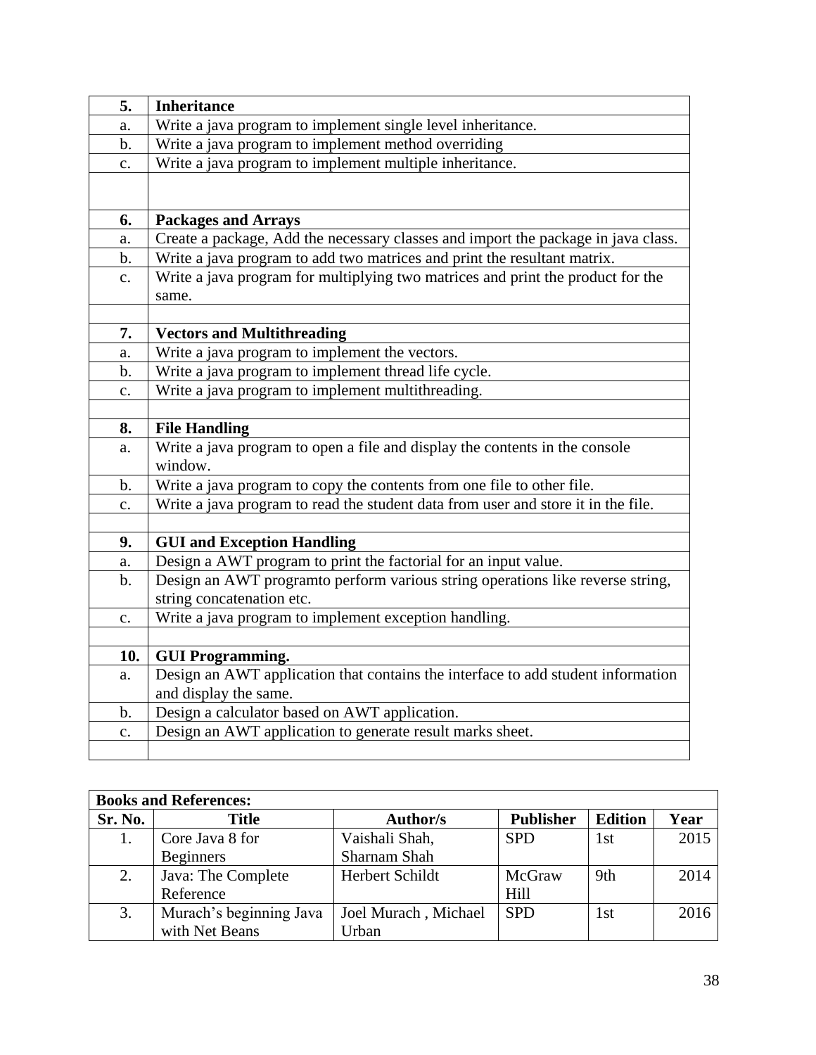| 5. | **Inheritance** |
|---|---|
| a. | Write a java program to implement single level inheritance. |
| b. | Write a java program to implement method overriding |
| c. | Write a java program to implement multiple inheritance. |
| | |
| 6. | **Packages and Arrays** |
| a. | Create a package, Add the necessary classes and import the package in java class. |
| b. | Write a java program to add two matrices and print the resultant matrix. |
| c. | Write a java program for multiplying two matrices and print the product for the same. |
| | |
| 7. | **Vectors and Multithreading** |
| a. | Write a java program to implement the vectors. |
| b. | Write a java program to implement thread life cycle. |
| c. | Write a java program to implement multithreading. |
| | |
| 8. | **File Handling** |
| a. | Write a java program to open a file and display the contents in the console window. |
| b. | Write a java program to copy the contents from one file to other file. |
| c. | Write a java program to read the student data from user and store it in the file. |
| | |
| 9. | **GUI and Exception Handling** |
| a. | Design a AWT program to print the factorial for an input value. |
| b. | Design an AWT programto perform various string operations like reverse string, string concatenation etc. |
| c. | Write a java program to implement exception handling. |
| | |
| 10. | **GUI Programming.** |
| a. | Design an AWT application that contains the interface to add student information and display the same. |
| b. | Design a calculator based on AWT application. |
| c. | Design an AWT application to generate result marks sheet. |
| | |

| **Books and References:** | | | | | |
|---|---|---|---|---|---|
| **Sr. No.** | **Title** | **Author/s** | **Publisher** | **Edition** | **Year** |
| 1. | Core Java 8 for Beginners | Vaishali Shah, Sharnam Shah | SPD | 1st | 2015 |
| 2. | Java: The Complete Reference | Herbert Schildt | McGraw Hill | 9th | 2014 |
| 3. | Murach's beginning Java with Net Beans | Joel Murach , Michael Urban | SPD | 1st | 2016 |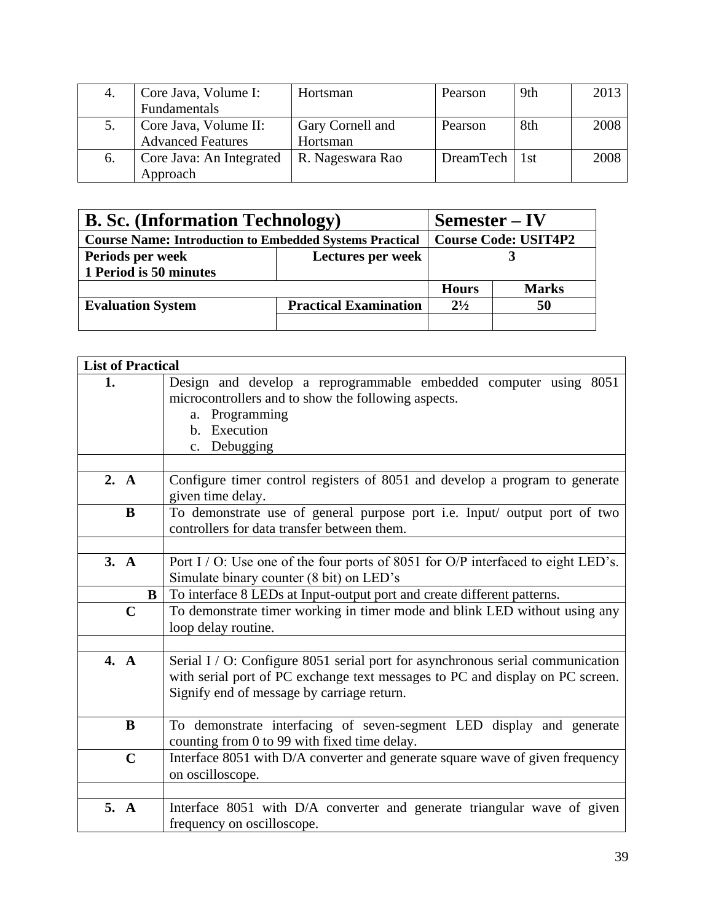| 4. | Core Java, Volume I: Fundamentals | Hortsman | Pearson | 9th | 2013 |
|---|---|---|---|---|---|
| 5. | Core Java, Volume II: Advanced Features | Gary Cornell and Hortsman | Pearson | 8th | 2008 |
| 6. | Core Java: An Integrated Approach | R. Nageswara Rao | DreamTech | 1st | 2008 |

| **B. Sc. (Information Technology)** | | **Semester – IV** | |
|---|---|---|---|
| **Course Name: Introduction to Embedded Systems Practical** | | **Course Code: USIT4P2** | |
| **Periods per week**<br>**1 Period is 50 minutes** | **Lectures per week** | **3** | |
| | | **Hours** | **Marks** |
| **Evaluation System** | **Practical Examination** | **2½** | **50** |
| | | | |

| **List of Practical** | |
|---|---|
| **1.** | Design and develop a reprogrammable embedded computer using 8051 microcontrollers and to show the following aspects.<br>a. Programming<br>b. Execution<br>c. Debugging |
| | |
| **2. A** | Configure timer control registers of 8051 and develop a program to generate given time delay. |
| **B** | To demonstrate use of general purpose port i.e. Input/ output port of two controllers for data transfer between them. |
| | |
| **3. A** | Port I / O: Use one of the four ports of 8051 for O/P interfaced to eight LED's. Simulate binary counter (8 bit) on LED's |
| **B** | To interface 8 LEDs at Input-output port and create different patterns. |
| **C** | To demonstrate timer working in timer mode and blink LED without using any loop delay routine. |
| | |
| **4. A** | Serial I / O: Configure 8051 serial port for asynchronous serial communication with serial port of PC exchange text messages to PC and display on PC screen. Signify end of message by carriage return. |
| **B** | To demonstrate interfacing of seven-segment LED display and generate counting from 0 to 99 with fixed time delay. |
| **C** | Interface 8051 with D/A converter and generate square wave of given frequency on oscilloscope. |
| | |
| **5. A** | Interface 8051 with D/A converter and generate triangular wave of given frequency on oscilloscope. |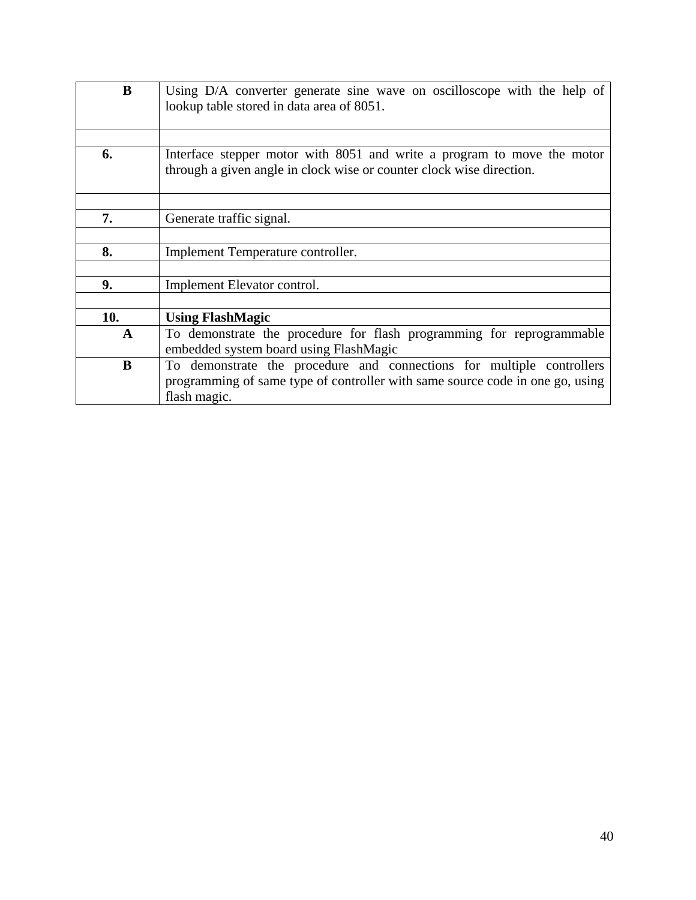| | |
|---|---|
| **B** | Using D/A converter generate sine wave on oscilloscope with the help of lookup table stored in data area of 8051. |
| | |
| **6.** | Interface stepper motor with 8051 and write a program to move the motor through a given angle in clock wise or counter clock wise direction. |
| | |
| **7.** | Generate traffic signal. |
| | |
| **8.** | Implement Temperature controller. |
| | |
| **9.** | Implement Elevator control. |
| | |
| **10.** | **Using FlashMagic** |
| **A** | To demonstrate the procedure for flash programming for reprogrammable embedded system board using FlashMagic |
| **B** | To demonstrate the procedure and connections for multiple controllers programming of same type of controller with same source code in one go, using flash magic. |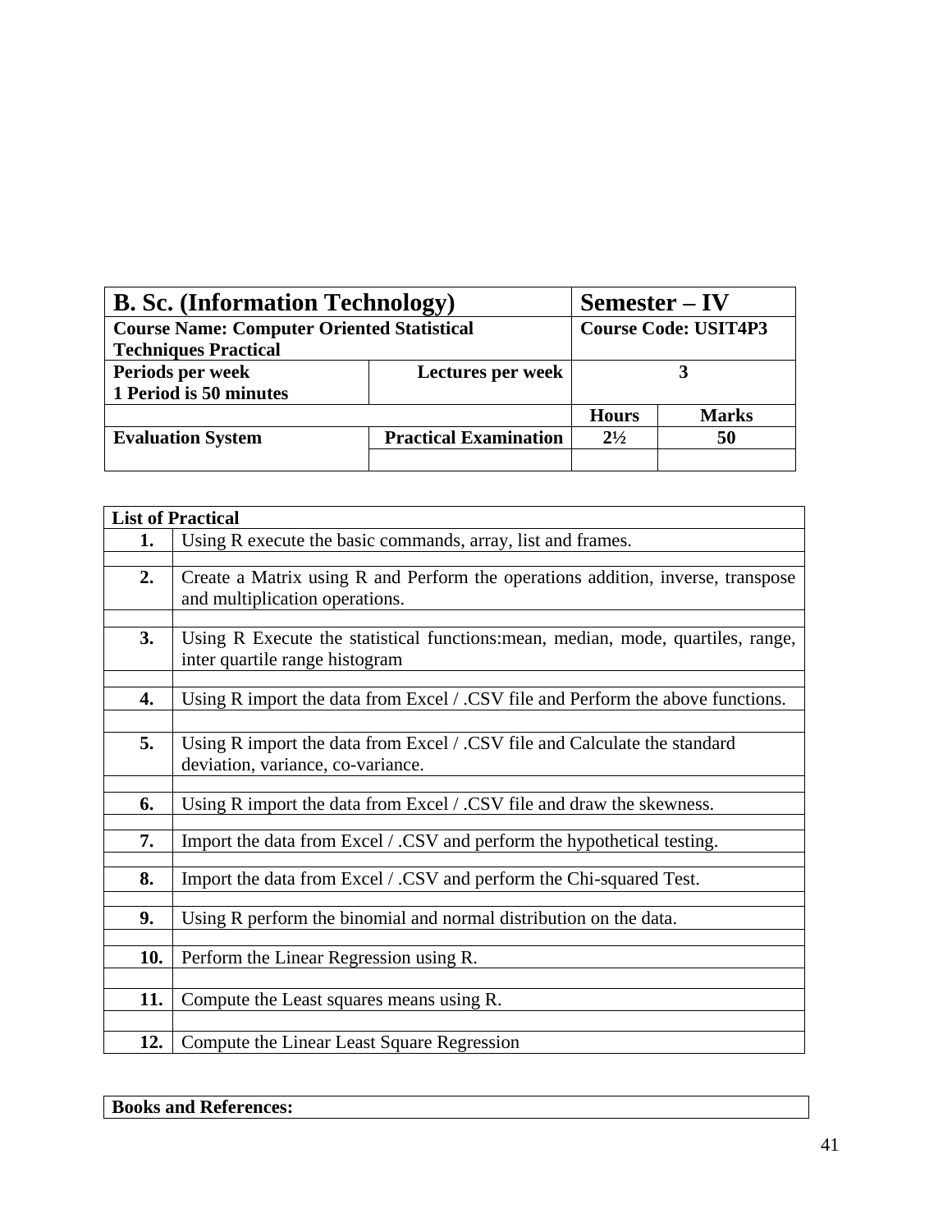| **B. Sc. (Information Technology)** | | **Semester – IV** | |
|---|---|---|---|
| **Course Name: Computer Oriented Statistical Techniques Practical** | | **Course Code: USIT4P3** | |
| **Periods per week** **1 Period is 50 minutes** | **Lectures per week** | **3** | |
| | | **Hours** | **Marks** |
| **Evaluation System** | **Practical Examination** | **2½** | **50** |
| | | | |

| **List of Practical** | |
|---|---|
| **1.** | Using R execute the basic commands, array, list and frames. |
| | |
| **2.** | Create a Matrix using R and Perform the operations addition, inverse, transpose and multiplication operations. |
| | |
| **3.** | Using R Execute the statistical functions:mean, median, mode, quartiles, range, inter quartile range histogram |
| | |
| **4.** | Using R import the data from Excel / .CSV file and Perform the above functions. |
| | |
| **5.** | Using R import the data from Excel / .CSV file and Calculate the standard deviation, variance, co-variance. |
| | |
| **6.** | Using R import the data from Excel / .CSV file and draw the skewness. |
| | |
| **7.** | Import the data from Excel / .CSV and perform the hypothetical testing. |
| | |
| **8.** | Import the data from Excel / .CSV and perform the Chi-squared Test. |
| | |
| **9.** | Using R perform the binomial and normal distribution on the data. |
| | |
| **10.** | Perform the Linear Regression using R. |
| | |
| **11.** | Compute the Least squares means using R. |
| | |
| **12.** | Compute the Linear Least Square Regression |

| **Books and References:** |
|---|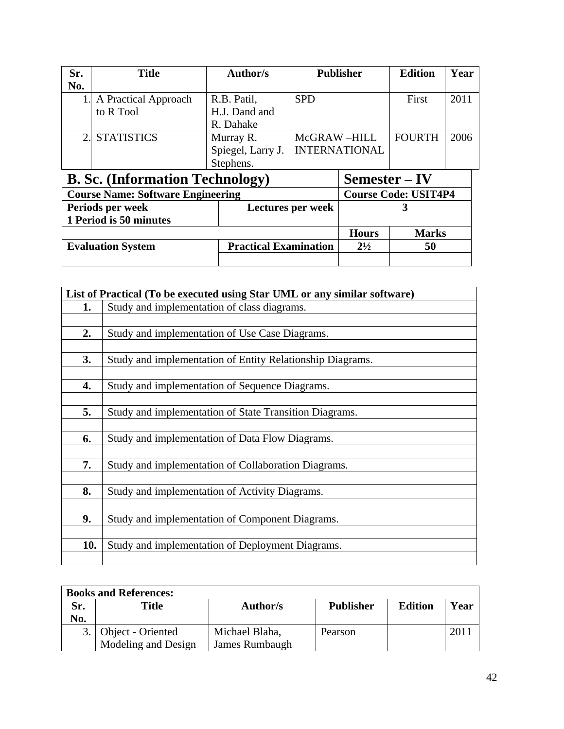| Sr. No. | Title | Author/s | Publisher | Edition | Year |
|---|---|---|---|---|---|
| 1. | A Practical Approach to R Tool | R.B. Patil, H.J. Dand and R. Dahake | SPD | First | 2011 |
| 2. | STATISTICS | Murray R. Spiegel, Larry J. Stephens. | McGRAW –HILL INTERNATIONAL | FOURTH | 2006 |

| B. Sc. (Information Technology) | | Semester – IV | |
|---|---|---|---|
| **Course Name: Software Engineering** | | **Course Code: USIT4P4** | |
| **Periods per week** **1 Period is 50 minutes** | **Lectures per week** | **3** | |
| | | **Hours** | **Marks** |
| **Evaluation System** | **Practical Examination** | **2½** | **50** |
| | | | |

| List of Practical (To be executed using Star UML or any similar software) | |
|---|---|
| **1.** | Study and implementation of class diagrams. |
| **2.** | Study and implementation of Use Case Diagrams. |
| **3.** | Study and implementation of Entity Relationship Diagrams. |
| **4.** | Study and implementation of Sequence Diagrams. |
| **5.** | Study and implementation of State Transition Diagrams. |
| **6.** | Study and implementation of Data Flow Diagrams. |
| **7.** | Study and implementation of Collaboration Diagrams. |
| **8.** | Study and implementation of Activity Diagrams. |
| **9.** | Study and implementation of Component Diagrams. |
| **10.** | Study and implementation of Deployment Diagrams. |

**Books and References:**

| Sr. No. | Title | Author/s | Publisher | Edition | Year |
|---|---|---|---|---|---|
| 3. | Object - Oriented Modeling and Design | Michael Blaha, James Rumbaugh | Pearson | | 2011 |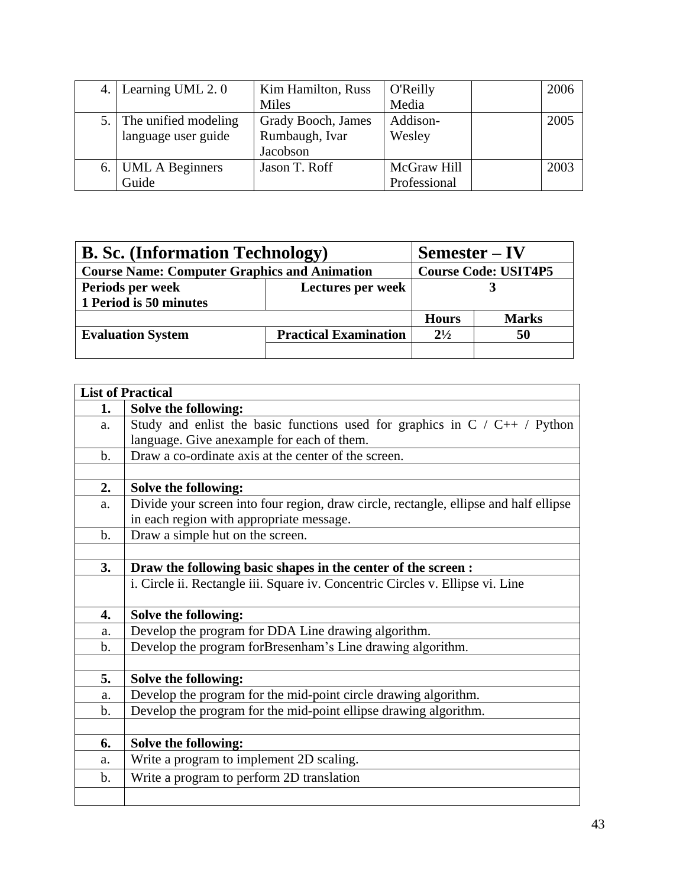| 4. | Learning UML 2. 0 | Kim Hamilton, Russ Miles | O'Reilly Media | | 2006 |
|---|---|---|---|---|---|
| 5. | The unified modeling language user guide | Grady Booch, James Rumbaugh, Ivar Jacobson | Addison-Wesley | | 2005 |
| 6. | UML A Beginners Guide | Jason T. Roff | McGraw Hill Professional | | 2003 |

| **B. Sc. (Information Technology)** | | **Semester – IV** | |
|---|---|---|---|
| **Course Name: Computer Graphics and Animation** | | **Course Code: USIT4P5** | |
| **Periods per week**<br>**1 Period is 50 minutes** | **Lectures per week** | **3** | |
| | | **Hours** | **Marks** |
| **Evaluation System** | **Practical Examination** | **2½** | **50** |
| | | | |

| **List of Practical** | |
|---|---|
| **1.** | **Solve the following:** |
| a. | Study and enlist the basic functions used for graphics in C / C++ / Python language. Give anexample for each of them. |
| b. | Draw a co-ordinate axis at the center of the screen. |
| | |
| **2.** | **Solve the following:** |
| a. | Divide your screen into four region, draw circle, rectangle, ellipse and half ellipse in each region with appropriate message. |
| b. | Draw a simple hut on the screen. |
| | |
| **3.** | **Draw the following basic shapes in the center of the screen :** |
| | i. Circle ii. Rectangle iii. Square iv. Concentric Circles v. Ellipse vi. Line |
| **4.** | **Solve the following:** |
| a. | Develop the program for DDA Line drawing algorithm. |
| b. | Develop the program forBresenham's Line drawing algorithm. |
| | |
| **5.** | **Solve the following:** |
| a. | Develop the program for the mid-point circle drawing algorithm. |
| b. | Develop the program for the mid-point ellipse drawing algorithm. |
| | |
| **6.** | **Solve the following:** |
| a. | Write a program to implement 2D scaling. |
| b. | Write a program to perform 2D translation |
| | |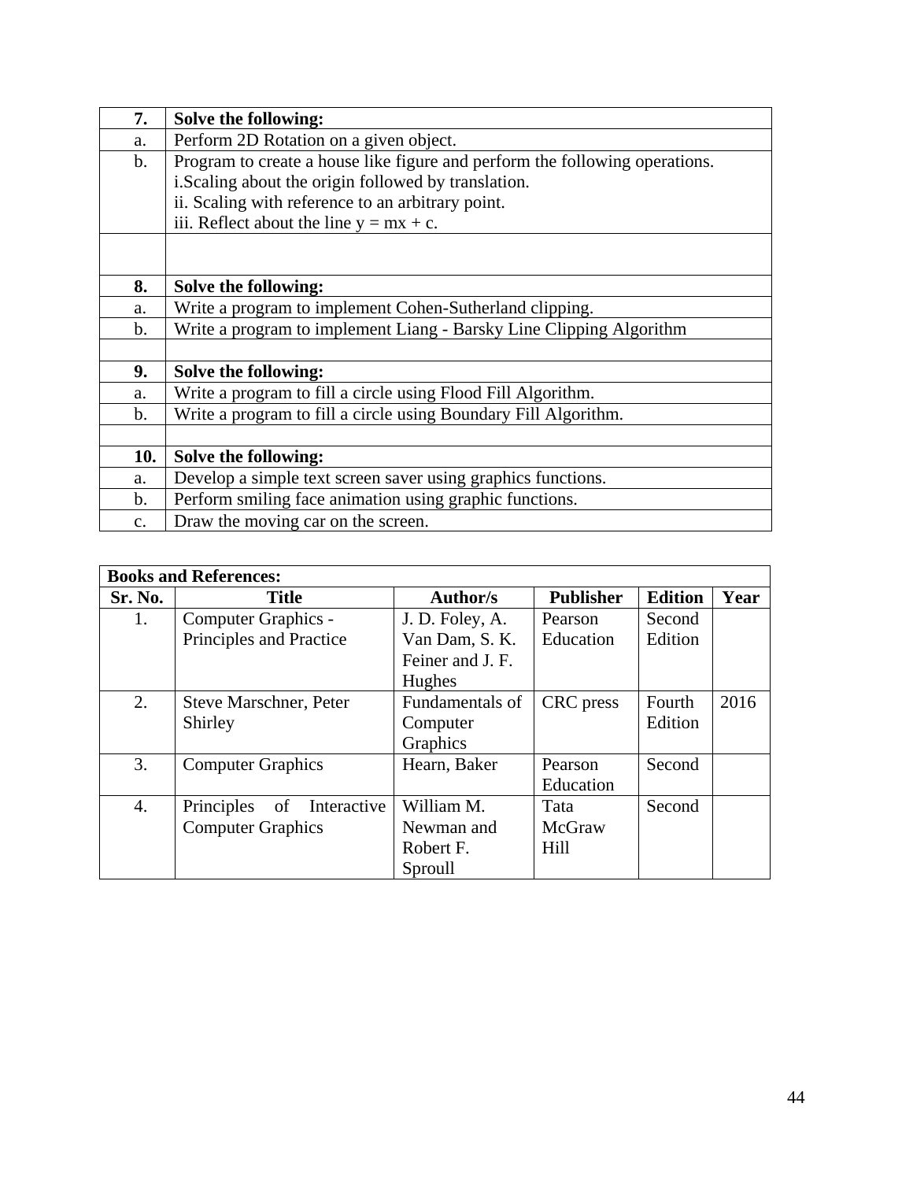| | |
|---|---|
| **7.** | **Solve the following:** |
| a. | Perform 2D Rotation on a given object. |
| b. | Program to create a house like figure and perform the following operations.<br>i.Scaling about the origin followed by translation.<br>ii. Scaling with reference to an arbitrary point.<br>iii. Reflect about the line y = mx + c. |
| | |
| **8.** | **Solve the following:** |
| a. | Write a program to implement Cohen-Sutherland clipping. |
| b. | Write a program to implement Liang - Barsky Line Clipping Algorithm |
| | |
| **9.** | **Solve the following:** |
| a. | Write a program to fill a circle using Flood Fill Algorithm. |
| b. | Write a program to fill a circle using Boundary Fill Algorithm. |
| | |
| **10.** | **Solve the following:** |
| a. | Develop a simple text screen saver using graphics functions. |
| b. | Perform smiling face animation using graphic functions. |
| c. | Draw the moving car on the screen. |

**Books and References:**

| Sr. No. | Title | Author/s | Publisher | Edition | Year |
|---|---|---|---|---|---|
| 1. | Computer Graphics - Principles and Practice | J. D. Foley, A. Van Dam, S. K. Feiner and J. F. Hughes | Pearson Education | Second Edition | |
| 2. | Steve Marschner, Peter Shirley | Fundamentals of Computer Graphics | CRC press | Fourth Edition | 2016 |
| 3. | Computer Graphics | Hearn, Baker | Pearson Education | Second | |
| 4. | Principles of Interactive Computer Graphics | William M. Newman and Robert F. Sproull | Tata McGraw Hill | Second | |